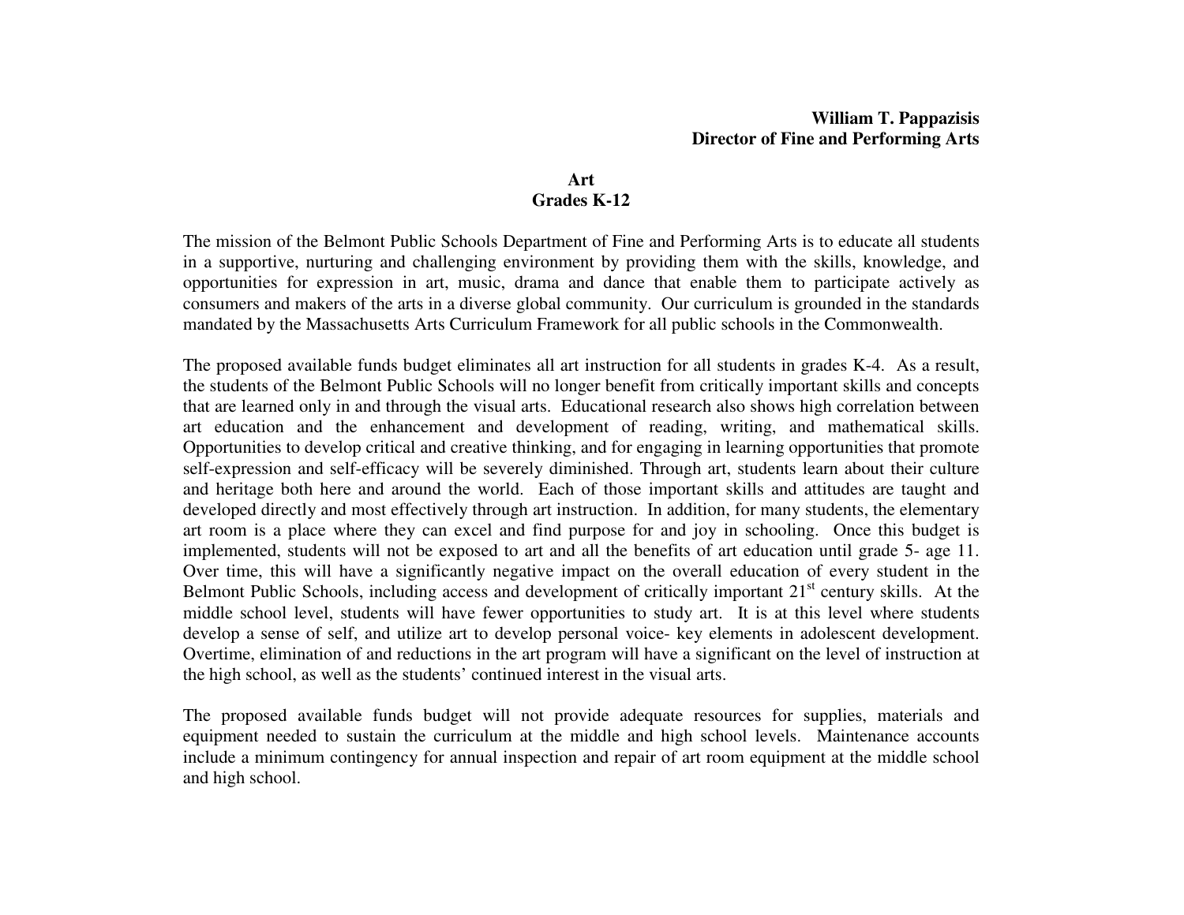**William T. Pappazisis**
**Director of Fine and Performing Arts**

# Art
## Grades K-12

The mission of the Belmont Public Schools Department of Fine and Performing Arts is to educate all students in a supportive, nurturing and challenging environment by providing them with the skills, knowledge, and opportunities for expression in art, music, drama and dance that enable them to participate actively as consumers and makers of the arts in a diverse global community. Our curriculum is grounded in the standards mandated by the Massachusetts Arts Curriculum Framework for all public schools in the Commonwealth.

The proposed available funds budget eliminates all art instruction for all students in grades K-4. As a result, the students of the Belmont Public Schools will no longer benefit from critically important skills and concepts that are learned only in and through the visual arts. Educational research also shows high correlation between art education and the enhancement and development of reading, writing, and mathematical skills. Opportunities to develop critical and creative thinking, and for engaging in learning opportunities that promote self-expression and self-efficacy will be severely diminished. Through art, students learn about their culture and heritage both here and around the world. Each of those important skills and attitudes are taught and developed directly and most effectively through art instruction. In addition, for many students, the elementary art room is a place where they can excel and find purpose for and joy in schooling. Once this budget is implemented, students will not be exposed to art and all the benefits of art education until grade 5- age 11. Over time, this will have a significantly negative impact on the overall education of every student in the Belmont Public Schools, including access and development of critically important 21st century skills. At the middle school level, students will have fewer opportunities to study art. It is at this level where students develop a sense of self, and utilize art to develop personal voice- key elements in adolescent development. Overtime, elimination of and reductions in the art program will have a significant on the level of instruction at the high school, as well as the students' continued interest in the visual arts.

The proposed available funds budget will not provide adequate resources for supplies, materials and equipment needed to sustain the curriculum at the middle and high school levels. Maintenance accounts include a minimum contingency for annual inspection and repair of art room equipment at the middle school and high school.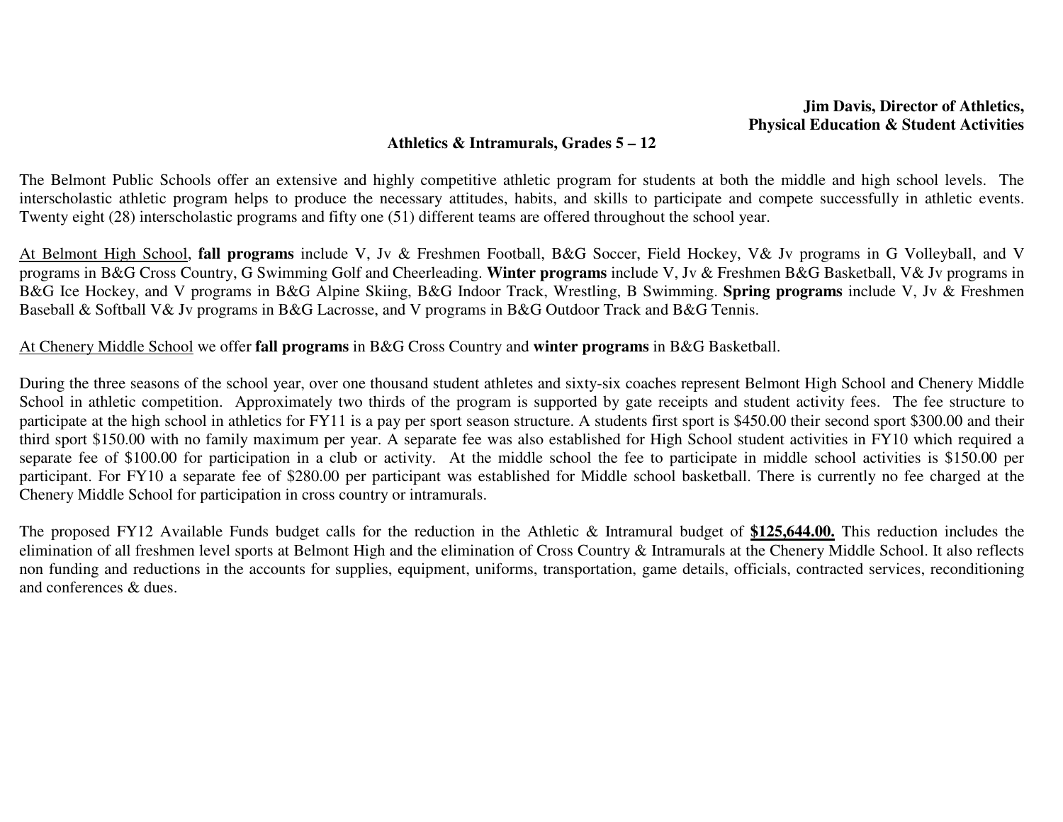**Jim Davis, Director of Athletics,**
**Physical Education & Student Activities**

## Athletics & Intramurals, Grades 5 – 12

The Belmont Public Schools offer an extensive and highly competitive athletic program for students at both the middle and high school levels. The interscholastic athletic program helps to produce the necessary attitudes, habits, and skills to participate and compete successfully in athletic events. Twenty eight (28) interscholastic programs and fifty one (51) different teams are offered throughout the school year.

At Belmont High School, **fall programs** include V, Jv & Freshmen Football, B&G Soccer, Field Hockey, V& Jv programs in G Volleyball, and V programs in B&G Cross Country, G Swimming Golf and Cheerleading. **Winter programs** include V, Jv & Freshmen B&G Basketball, V& Jv programs in B&G Ice Hockey, and V programs in B&G Alpine Skiing, B&G Indoor Track, Wrestling, B Swimming. **Spring programs** include V, Jv & Freshmen Baseball & Softball V& Jv programs in B&G Lacrosse, and V programs in B&G Outdoor Track and B&G Tennis.

At Chenery Middle School we offer **fall programs** in B&G Cross Country and **winter programs** in B&G Basketball.

During the three seasons of the school year, over one thousand student athletes and sixty-six coaches represent Belmont High School and Chenery Middle School in athletic competition. Approximately two thirds of the program is supported by gate receipts and student activity fees. The fee structure to participate at the high school in athletics for FY11 is a pay per sport season structure. A students first sport is $450.00 their second sport $300.00 and their third sport $150.00 with no family maximum per year. A separate fee was also established for High School student activities in FY10 which required a separate fee of $100.00 for participation in a club or activity. At the middle school the fee to participate in middle school activities is $150.00 per participant. For FY10 a separate fee of $280.00 per participant was established for Middle school basketball. There is currently no fee charged at the Chenery Middle School for participation in cross country or intramurals.

The proposed FY12 Available Funds budget calls for the reduction in the Athletic & Intramural budget of **$125,644.00.** This reduction includes the elimination of all freshmen level sports at Belmont High and the elimination of Cross Country & Intramurals at the Chenery Middle School. It also reflects non funding and reductions in the accounts for supplies, equipment, uniforms, transportation, game details, officials, contracted services, reconditioning and conferences & dues.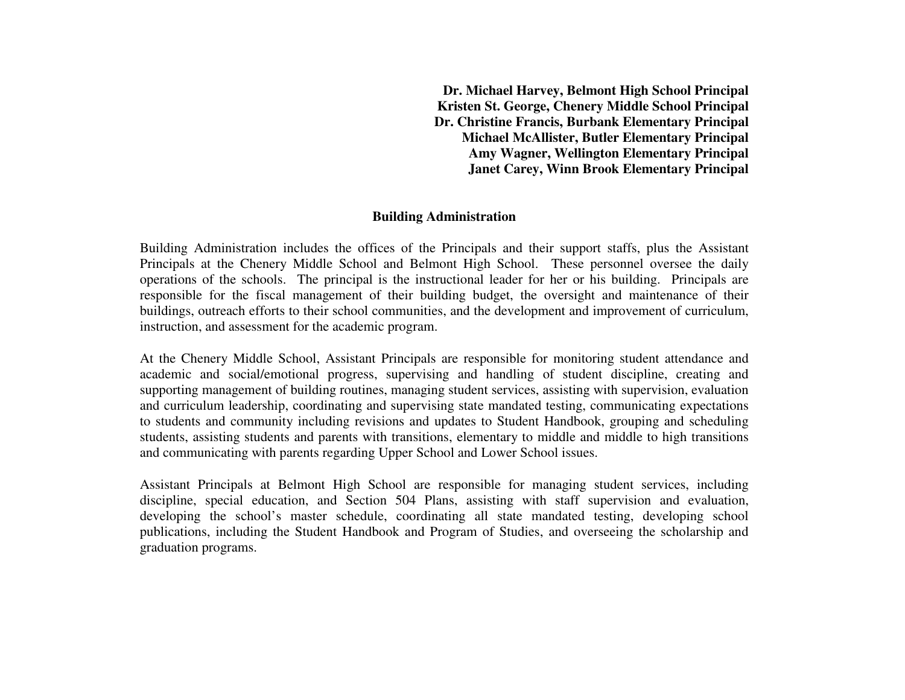**Dr. Michael Harvey, Belmont High School Principal**
**Kristen St. George, Chenery Middle School Principal**
**Dr. Christine Francis, Burbank Elementary Principal**
**Michael McAllister, Butler Elementary Principal**
**Amy Wagner, Wellington Elementary Principal**
**Janet Carey, Winn Brook Elementary Principal**

## Building Administration

Building Administration includes the offices of the Principals and their support staffs, plus the Assistant Principals at the Chenery Middle School and Belmont High School. These personnel oversee the daily operations of the schools. The principal is the instructional leader for her or his building. Principals are responsible for the fiscal management of their building budget, the oversight and maintenance of their buildings, outreach efforts to their school communities, and the development and improvement of curriculum, instruction, and assessment for the academic program.

At the Chenery Middle School, Assistant Principals are responsible for monitoring student attendance and academic and social/emotional progress, supervising and handling of student discipline, creating and supporting management of building routines, managing student services, assisting with supervision, evaluation and curriculum leadership, coordinating and supervising state mandated testing, communicating expectations to students and community including revisions and updates to Student Handbook, grouping and scheduling students, assisting students and parents with transitions, elementary to middle and middle to high transitions and communicating with parents regarding Upper School and Lower School issues.

Assistant Principals at Belmont High School are responsible for managing student services, including discipline, special education, and Section 504 Plans, assisting with staff supervision and evaluation, developing the school's master schedule, coordinating all state mandated testing, developing school publications, including the Student Handbook and Program of Studies, and overseeing the scholarship and graduation programs.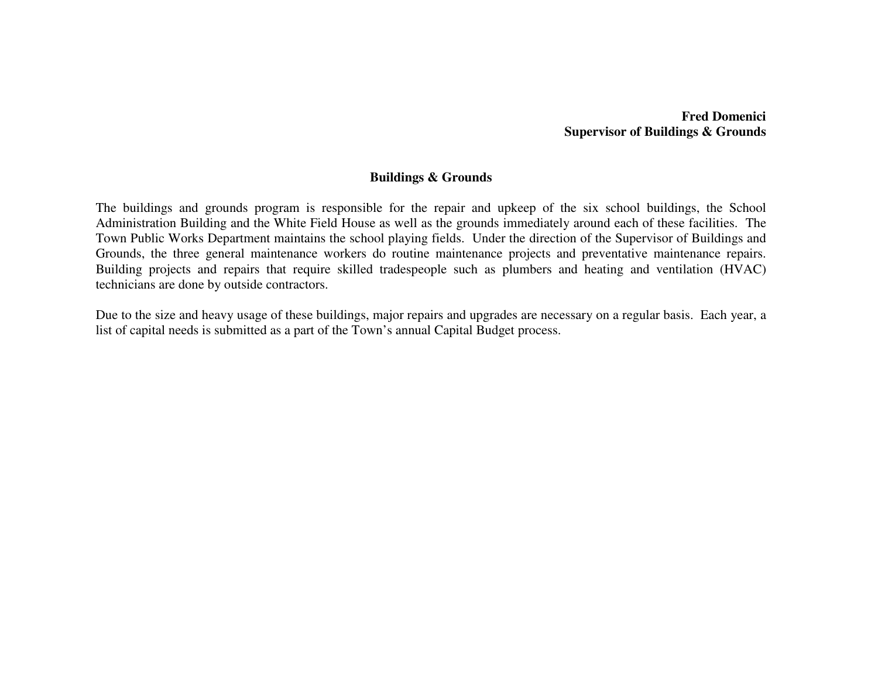**Fred Domenici**
**Supervisor of Buildings & Grounds**

## Buildings & Grounds

The buildings and grounds program is responsible for the repair and upkeep of the six school buildings, the School Administration Building and the White Field House as well as the grounds immediately around each of these facilities. The Town Public Works Department maintains the school playing fields. Under the direction of the Supervisor of Buildings and Grounds, the three general maintenance workers do routine maintenance projects and preventative maintenance repairs. Building projects and repairs that require skilled tradespeople such as plumbers and heating and ventilation (HVAC) technicians are done by outside contractors.

Due to the size and heavy usage of these buildings, major repairs and upgrades are necessary on a regular basis. Each year, a list of capital needs is submitted as a part of the Town's annual Capital Budget process.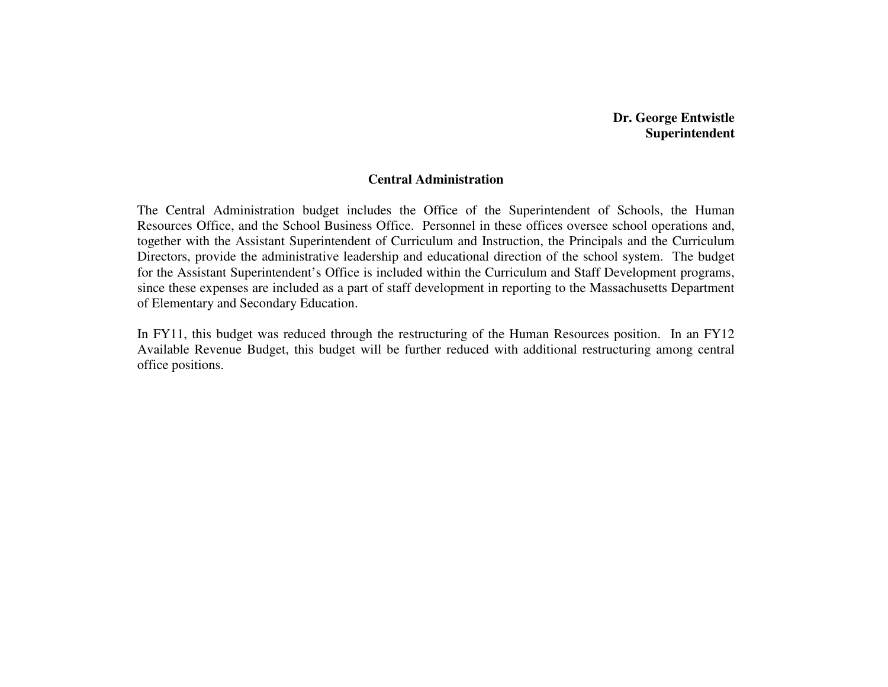**Dr. George Entwistle**
**Superintendent**

## Central Administration

The Central Administration budget includes the Office of the Superintendent of Schools, the Human Resources Office, and the School Business Office. Personnel in these offices oversee school operations and, together with the Assistant Superintendent of Curriculum and Instruction, the Principals and the Curriculum Directors, provide the administrative leadership and educational direction of the school system. The budget for the Assistant Superintendent's Office is included within the Curriculum and Staff Development programs, since these expenses are included as a part of staff development in reporting to the Massachusetts Department of Elementary and Secondary Education.

In FY11, this budget was reduced through the restructuring of the Human Resources position. In an FY12 Available Revenue Budget, this budget will be further reduced with additional restructuring among central office positions.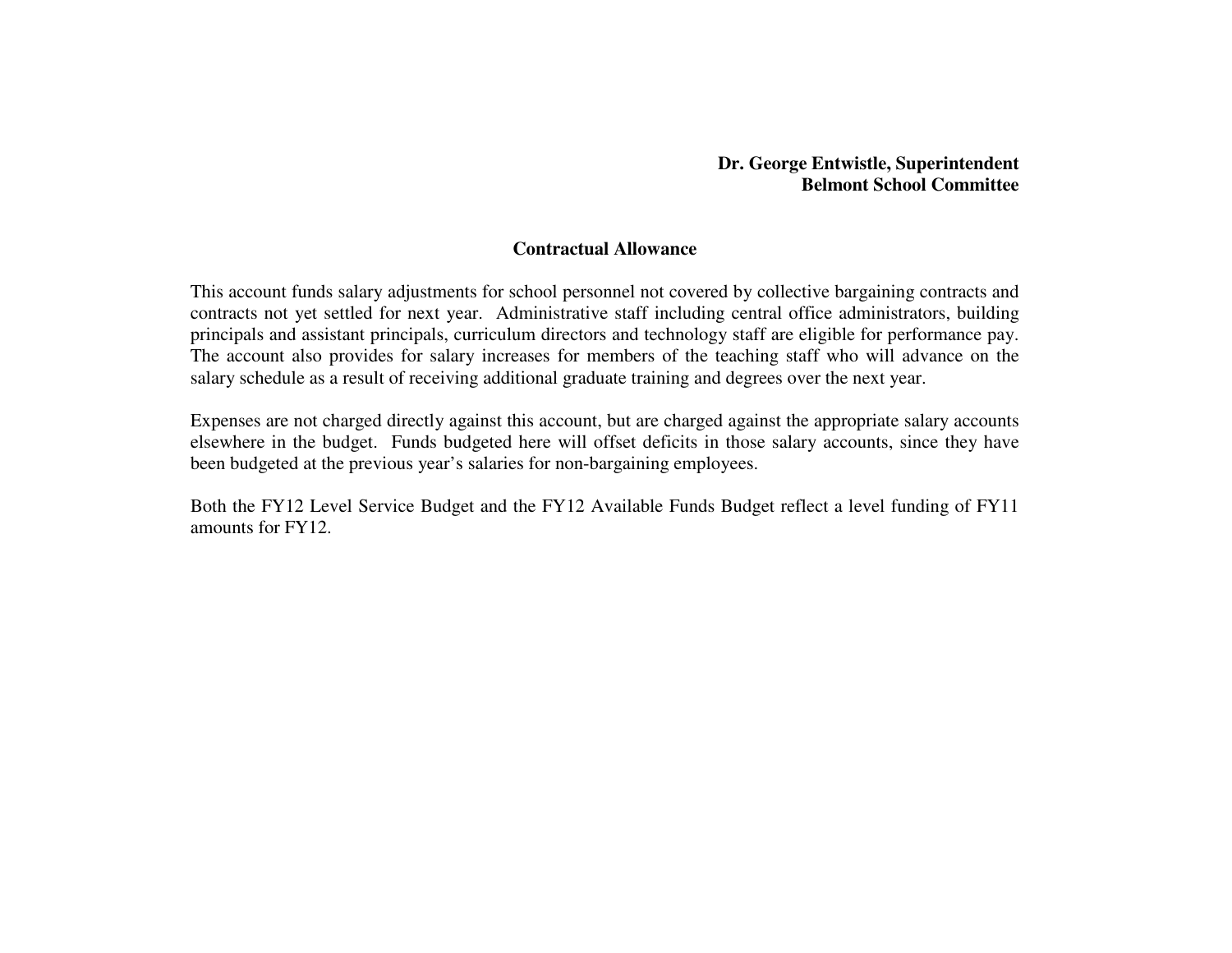**Dr. George Entwistle, Superintendent**
**Belmont School Committee**

## Contractual Allowance

This account funds salary adjustments for school personnel not covered by collective bargaining contracts and contracts not yet settled for next year. Administrative staff including central office administrators, building principals and assistant principals, curriculum directors and technology staff are eligible for performance pay. The account also provides for salary increases for members of the teaching staff who will advance on the salary schedule as a result of receiving additional graduate training and degrees over the next year.

Expenses are not charged directly against this account, but are charged against the appropriate salary accounts elsewhere in the budget. Funds budgeted here will offset deficits in those salary accounts, since they have been budgeted at the previous year's salaries for non-bargaining employees.

Both the FY12 Level Service Budget and the FY12 Available Funds Budget reflect a level funding of FY11 amounts for FY12.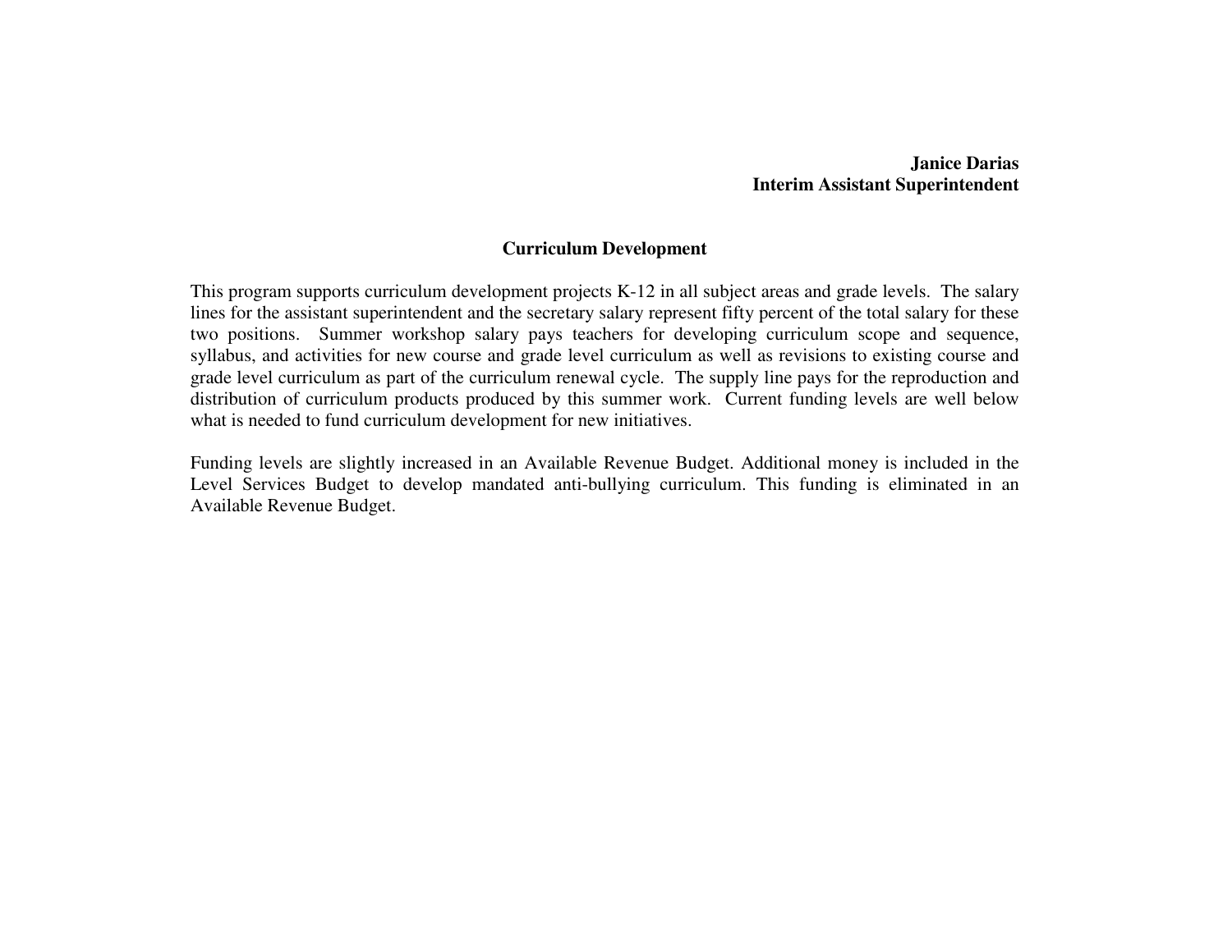**Janice Darias**
**Interim Assistant Superintendent**

## Curriculum Development

This program supports curriculum development projects K-12 in all subject areas and grade levels. The salary lines for the assistant superintendent and the secretary salary represent fifty percent of the total salary for these two positions. Summer workshop salary pays teachers for developing curriculum scope and sequence, syllabus, and activities for new course and grade level curriculum as well as revisions to existing course and grade level curriculum as part of the curriculum renewal cycle. The supply line pays for the reproduction and distribution of curriculum products produced by this summer work. Current funding levels are well below what is needed to fund curriculum development for new initiatives.

Funding levels are slightly increased in an Available Revenue Budget. Additional money is included in the Level Services Budget to develop mandated anti-bullying curriculum. This funding is eliminated in an Available Revenue Budget.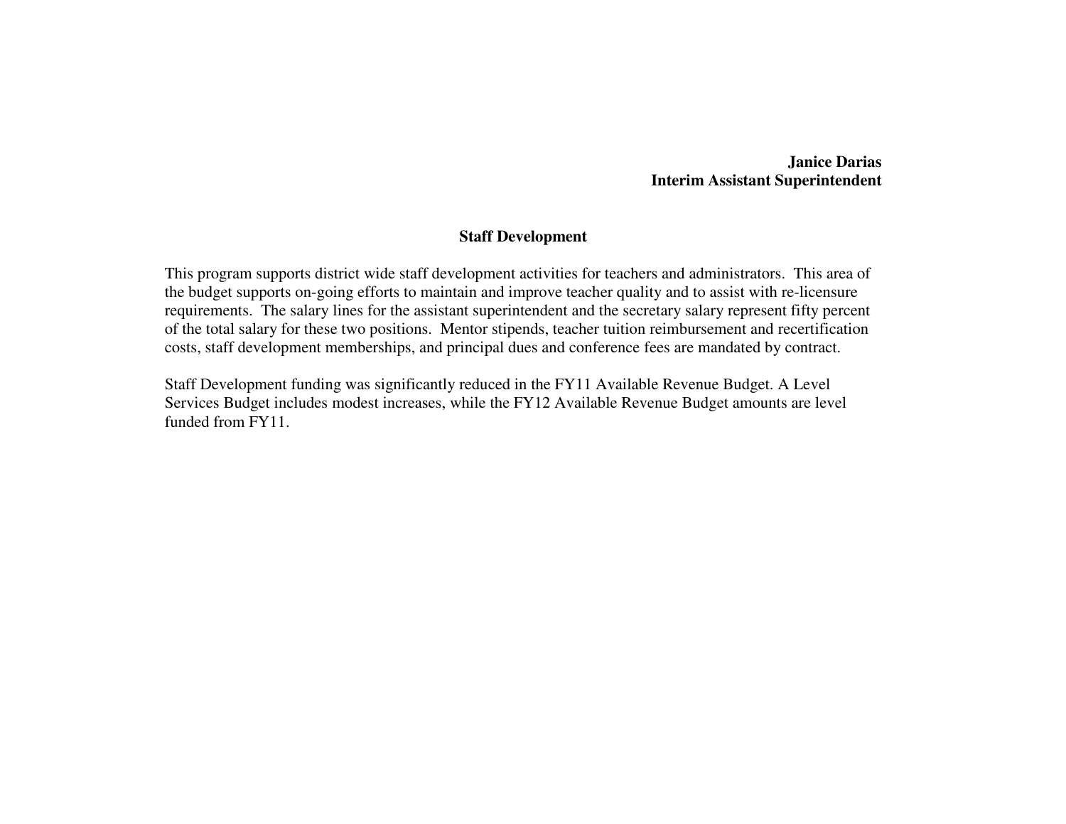**Janice Darias**
**Interim Assistant Superintendent**

## Staff Development

This program supports district wide staff development activities for teachers and administrators. This area of the budget supports on-going efforts to maintain and improve teacher quality and to assist with re-licensure requirements. The salary lines for the assistant superintendent and the secretary salary represent fifty percent of the total salary for these two positions. Mentor stipends, teacher tuition reimbursement and recertification costs, staff development memberships, and principal dues and conference fees are mandated by contract.

Staff Development funding was significantly reduced in the FY11 Available Revenue Budget. A Level Services Budget includes modest increases, while the FY12 Available Revenue Budget amounts are level funded from FY11.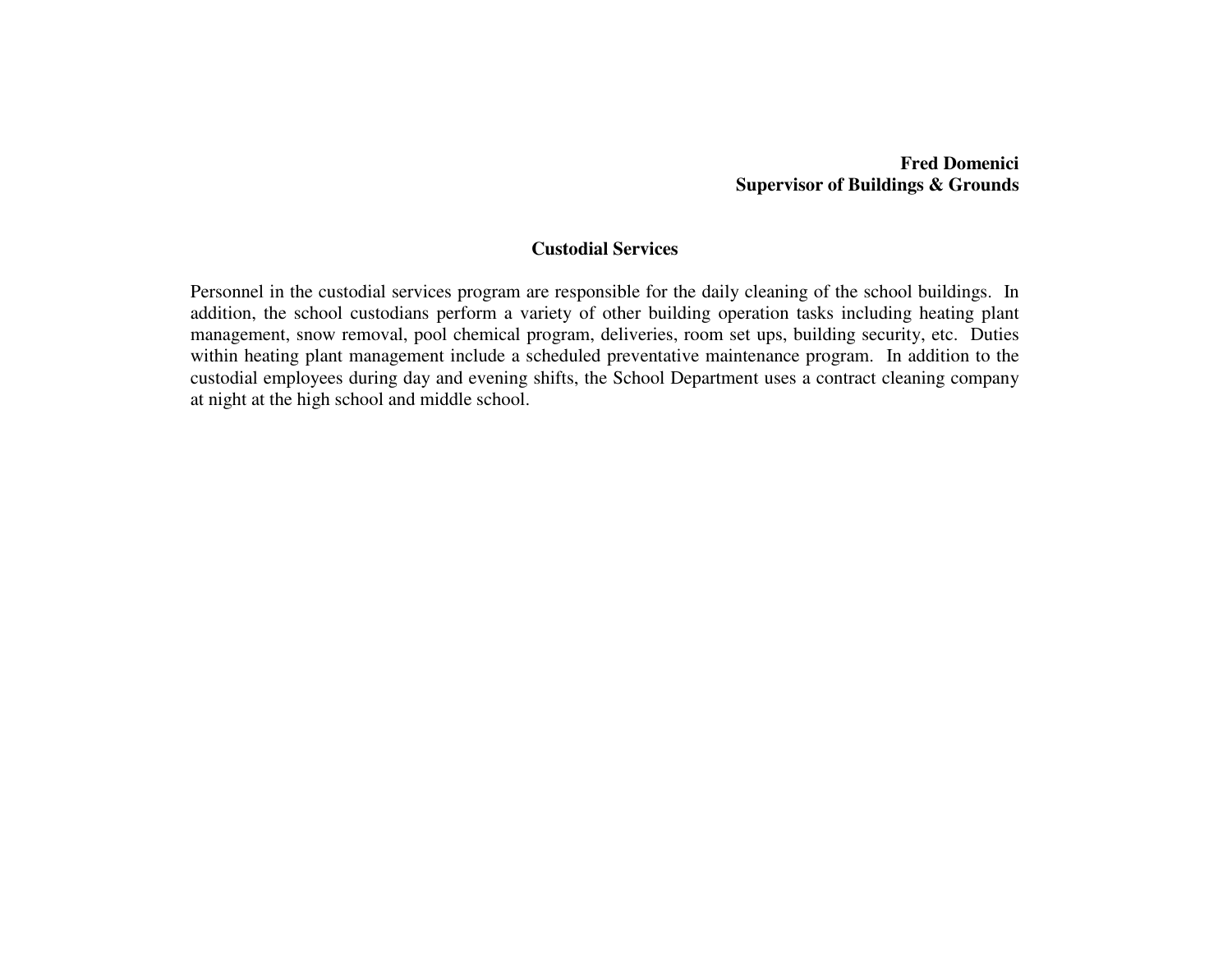**Fred Domenici**
**Supervisor of Buildings & Grounds**

## Custodial Services

Personnel in the custodial services program are responsible for the daily cleaning of the school buildings. In addition, the school custodians perform a variety of other building operation tasks including heating plant management, snow removal, pool chemical program, deliveries, room set ups, building security, etc. Duties within heating plant management include a scheduled preventative maintenance program. In addition to the custodial employees during day and evening shifts, the School Department uses a contract cleaning company at night at the high school and middle school.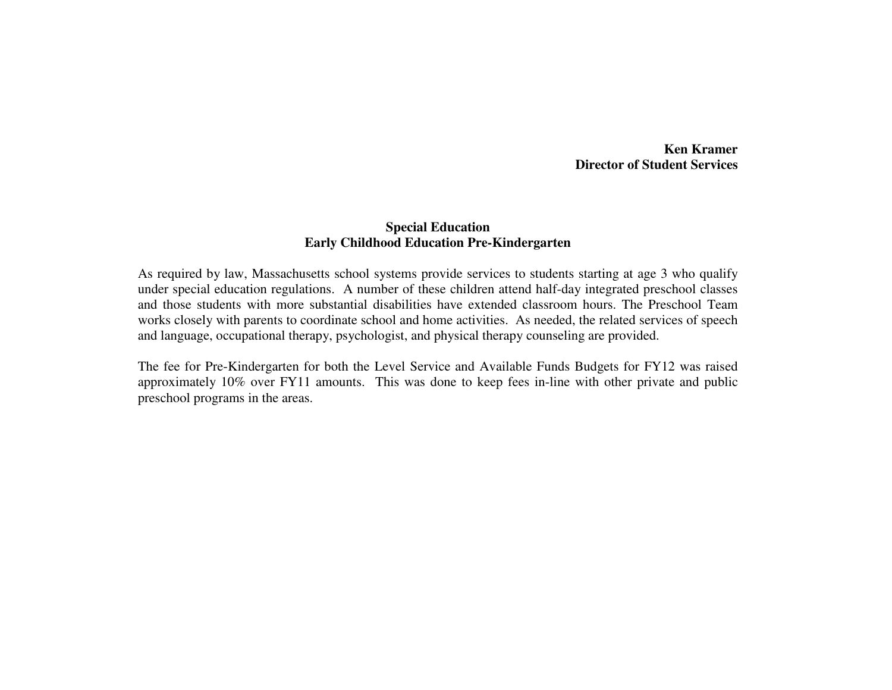**Ken Kramer**
**Director of Student Services**

## Special Education
## Early Childhood Education Pre-Kindergarten

As required by law, Massachusetts school systems provide services to students starting at age 3 who qualify under special education regulations. A number of these children attend half-day integrated preschool classes and those students with more substantial disabilities have extended classroom hours. The Preschool Team works closely with parents to coordinate school and home activities. As needed, the related services of speech and language, occupational therapy, psychologist, and physical therapy counseling are provided.

The fee for Pre-Kindergarten for both the Level Service and Available Funds Budgets for FY12 was raised approximately 10% over FY11 amounts. This was done to keep fees in-line with other private and public preschool programs in the areas.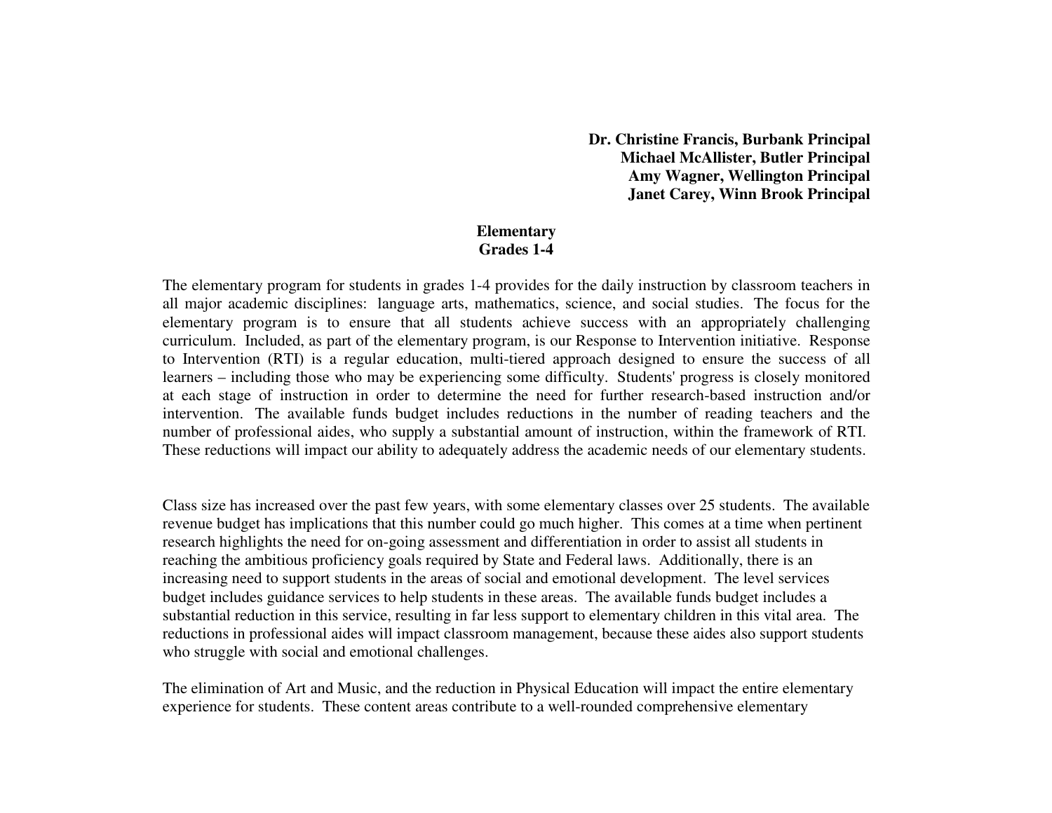**Dr. Christine Francis, Burbank Principal**
**Michael McAllister, Butler Principal**
**Amy Wagner, Wellington Principal**
**Janet Carey, Winn Brook Principal**

## Elementary
## Grades 1-4

The elementary program for students in grades 1-4 provides for the daily instruction by classroom teachers in all major academic disciplines: language arts, mathematics, science, and social studies. The focus for the elementary program is to ensure that all students achieve success with an appropriately challenging curriculum. Included, as part of the elementary program, is our Response to Intervention initiative. Response to Intervention (RTI) is a regular education, multi-tiered approach designed to ensure the success of all learners – including those who may be experiencing some difficulty. Students' progress is closely monitored at each stage of instruction in order to determine the need for further research-based instruction and/or intervention. The available funds budget includes reductions in the number of reading teachers and the number of professional aides, who supply a substantial amount of instruction, within the framework of RTI. These reductions will impact our ability to adequately address the academic needs of our elementary students.

Class size has increased over the past few years, with some elementary classes over 25 students. The available revenue budget has implications that this number could go much higher. This comes at a time when pertinent research highlights the need for on-going assessment and differentiation in order to assist all students in reaching the ambitious proficiency goals required by State and Federal laws. Additionally, there is an increasing need to support students in the areas of social and emotional development. The level services budget includes guidance services to help students in these areas. The available funds budget includes a substantial reduction in this service, resulting in far less support to elementary children in this vital area. The reductions in professional aides will impact classroom management, because these aides also support students who struggle with social and emotional challenges.

The elimination of Art and Music, and the reduction in Physical Education will impact the entire elementary experience for students. These content areas contribute to a well-rounded comprehensive elementary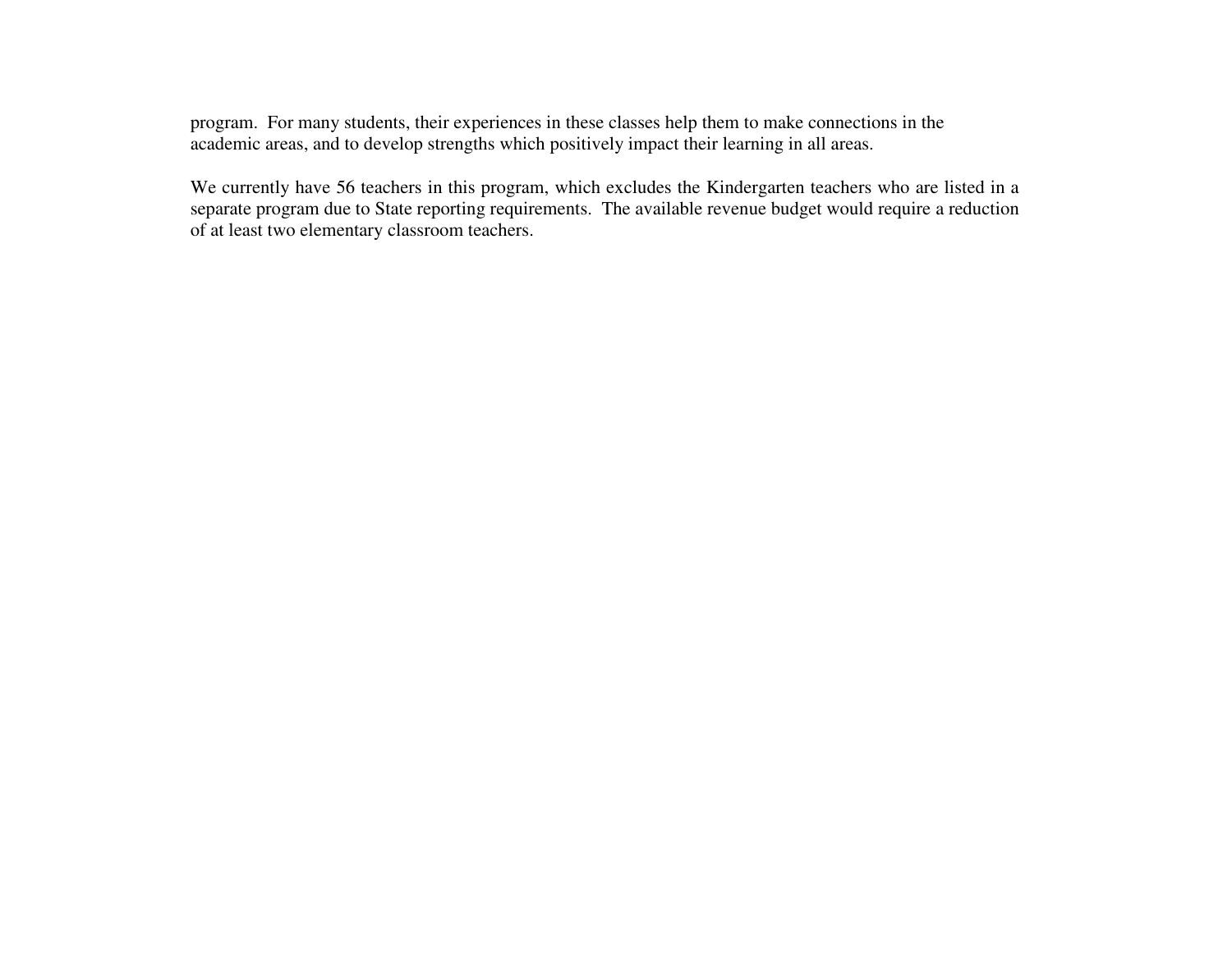program. For many students, their experiences in these classes help them to make connections in the academic areas, and to develop strengths which positively impact their learning in all areas.

We currently have 56 teachers in this program, which excludes the Kindergarten teachers who are listed in a separate program due to State reporting requirements. The available revenue budget would require a reduction of at least two elementary classroom teachers.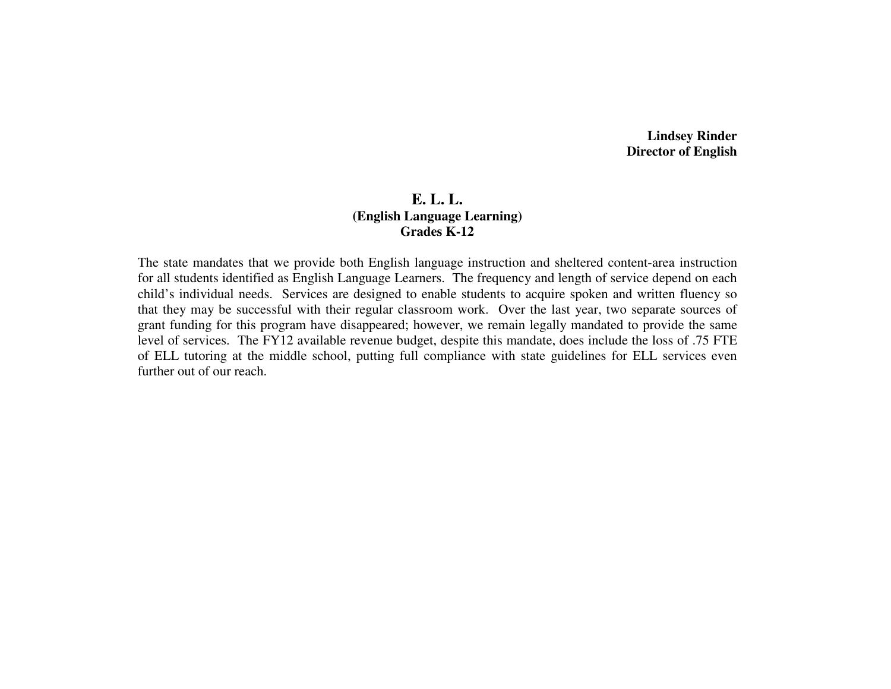**Lindsey Rinder**
**Director of English**

# E. L. L.
## (English Language Learning)
## Grades K-12

The state mandates that we provide both English language instruction and sheltered content-area instruction for all students identified as English Language Learners. The frequency and length of service depend on each child's individual needs. Services are designed to enable students to acquire spoken and written fluency so that they may be successful with their regular classroom work. Over the last year, two separate sources of grant funding for this program have disappeared; however, we remain legally mandated to provide the same level of services. The FY12 available revenue budget, despite this mandate, does include the loss of .75 FTE of ELL tutoring at the middle school, putting full compliance with state guidelines for ELL services even further out of our reach.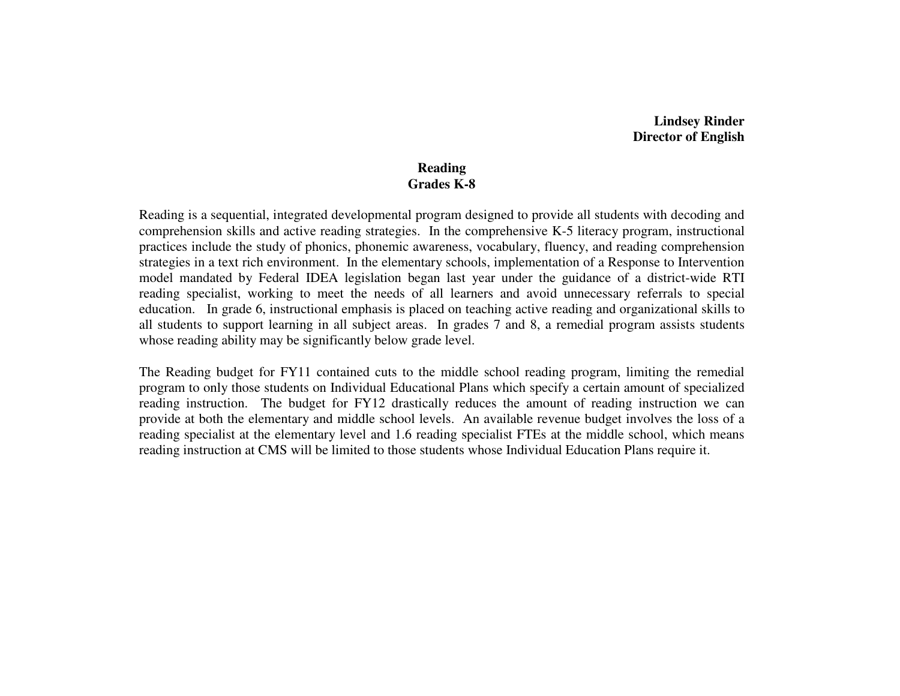**Lindsey Rinder**
**Director of English**

## Reading
## Grades K-8

Reading is a sequential, integrated developmental program designed to provide all students with decoding and comprehension skills and active reading strategies. In the comprehensive K-5 literacy program, instructional practices include the study of phonics, phonemic awareness, vocabulary, fluency, and reading comprehension strategies in a text rich environment. In the elementary schools, implementation of a Response to Intervention model mandated by Federal IDEA legislation began last year under the guidance of a district-wide RTI reading specialist, working to meet the needs of all learners and avoid unnecessary referrals to special education. In grade 6, instructional emphasis is placed on teaching active reading and organizational skills to all students to support learning in all subject areas. In grades 7 and 8, a remedial program assists students whose reading ability may be significantly below grade level.

The Reading budget for FY11 contained cuts to the middle school reading program, limiting the remedial program to only those students on Individual Educational Plans which specify a certain amount of specialized reading instruction. The budget for FY12 drastically reduces the amount of reading instruction we can provide at both the elementary and middle school levels. An available revenue budget involves the loss of a reading specialist at the elementary level and 1.6 reading specialist FTEs at the middle school, which means reading instruction at CMS will be limited to those students whose Individual Education Plans require it.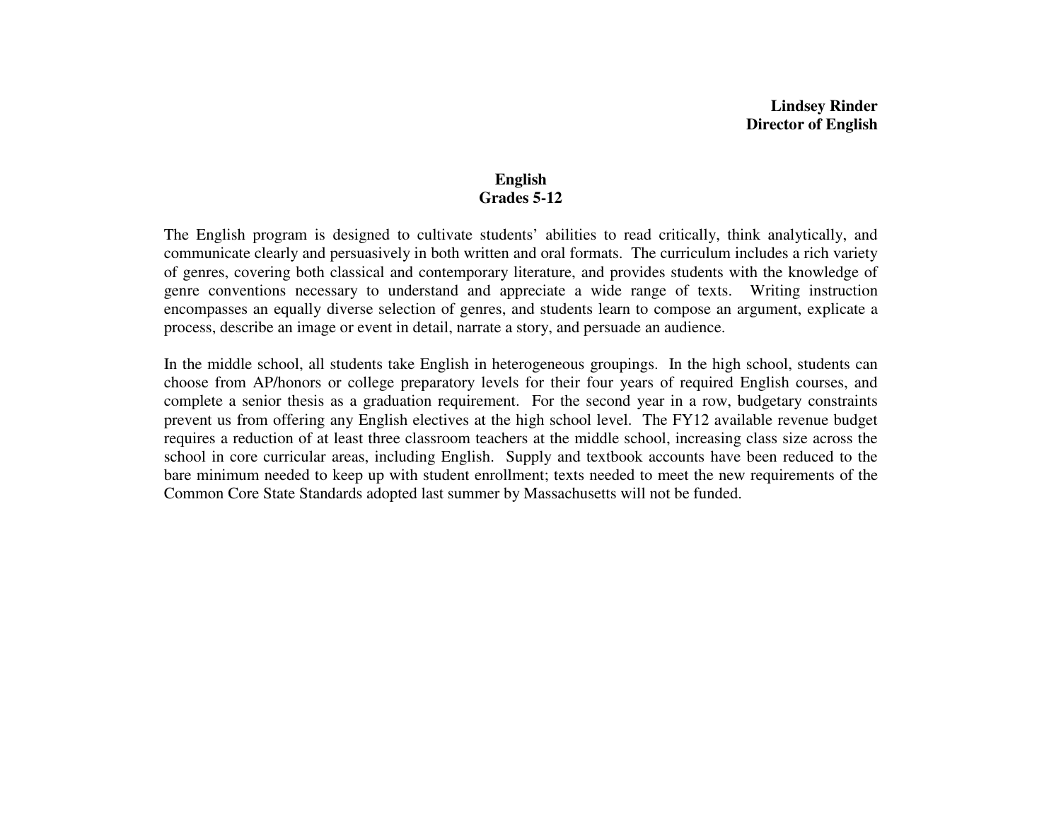**Lindsey Rinder**
**Director of English**

# English
## Grades 5-12

The English program is designed to cultivate students' abilities to read critically, think analytically, and communicate clearly and persuasively in both written and oral formats. The curriculum includes a rich variety of genres, covering both classical and contemporary literature, and provides students with the knowledge of genre conventions necessary to understand and appreciate a wide range of texts. Writing instruction encompasses an equally diverse selection of genres, and students learn to compose an argument, explicate a process, describe an image or event in detail, narrate a story, and persuade an audience.

In the middle school, all students take English in heterogeneous groupings. In the high school, students can choose from AP/honors or college preparatory levels for their four years of required English courses, and complete a senior thesis as a graduation requirement. For the second year in a row, budgetary constraints prevent us from offering any English electives at the high school level. The FY12 available revenue budget requires a reduction of at least three classroom teachers at the middle school, increasing class size across the school in core curricular areas, including English. Supply and textbook accounts have been reduced to the bare minimum needed to keep up with student enrollment; texts needed to meet the new requirements of the Common Core State Standards adopted last summer by Massachusetts will not be funded.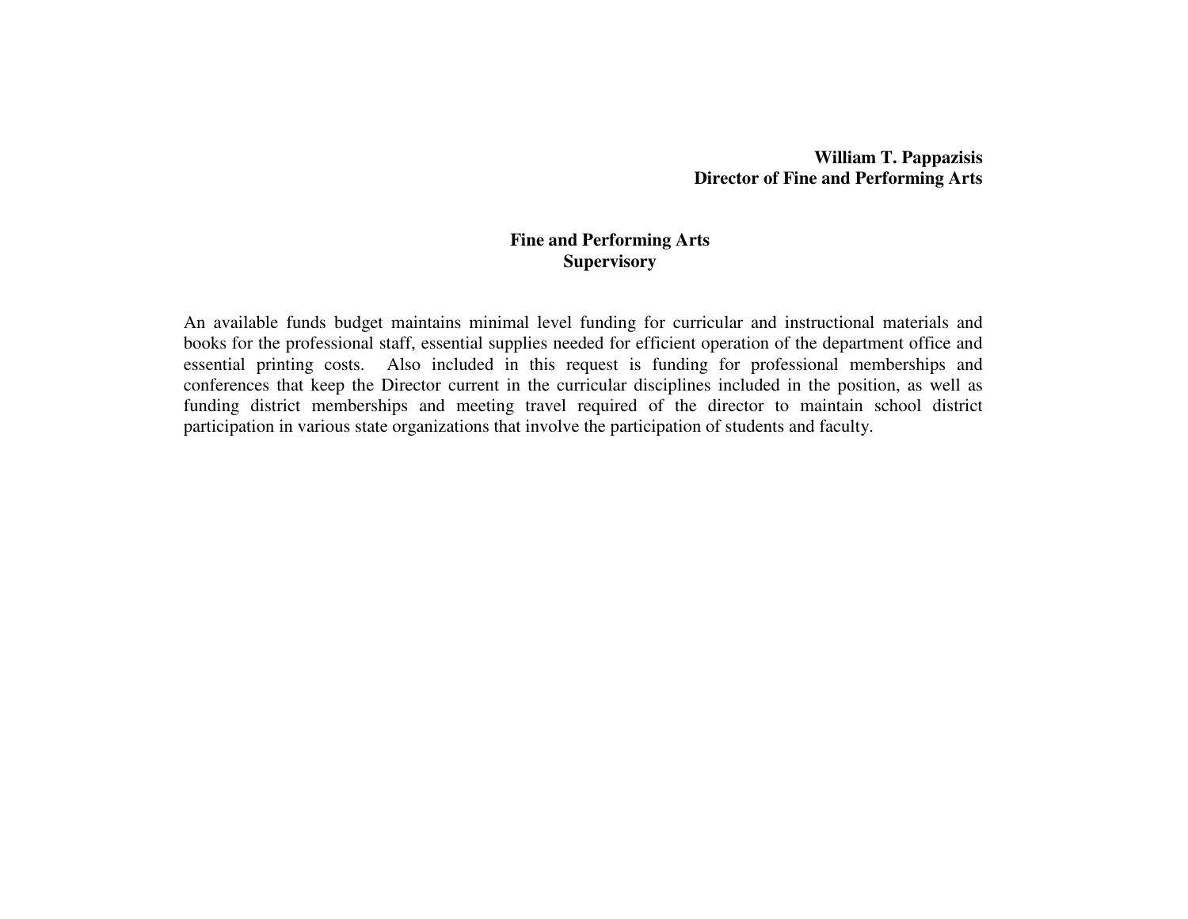**William T. Pappazisis**
**Director of Fine and Performing Arts**

## Fine and Performing Arts
## Supervisory

An available funds budget maintains minimal level funding for curricular and instructional materials and books for the professional staff, essential supplies needed for efficient operation of the department office and essential printing costs. Also included in this request is funding for professional memberships and conferences that keep the Director current in the curricular disciplines included in the position, as well as funding district memberships and meeting travel required of the director to maintain school district participation in various state organizations that involve the participation of students and faculty.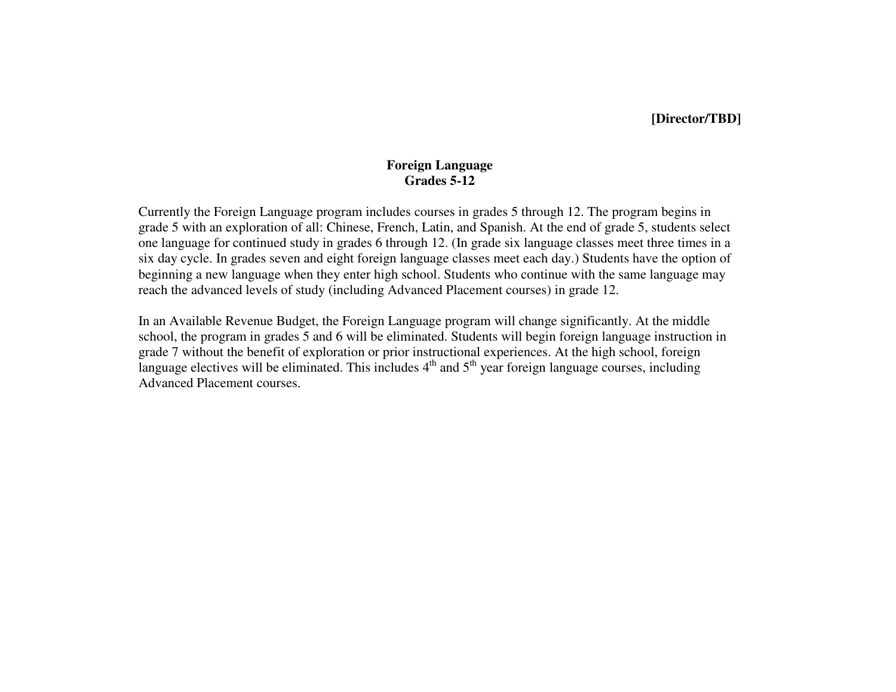**[Director/TBD]**

## Foreign Language
## Grades 5-12

Currently the Foreign Language program includes courses in grades 5 through 12. The program begins in grade 5 with an exploration of all: Chinese, French, Latin, and Spanish. At the end of grade 5, students select one language for continued study in grades 6 through 12. (In grade six language classes meet three times in a six day cycle. In grades seven and eight foreign language classes meet each day.) Students have the option of beginning a new language when they enter high school. Students who continue with the same language may reach the advanced levels of study (including Advanced Placement courses) in grade 12.

In an Available Revenue Budget, the Foreign Language program will change significantly. At the middle school, the program in grades 5 and 6 will be eliminated. Students will begin foreign language instruction in grade 7 without the benefit of exploration or prior instructional experiences. At the high school, foreign language electives will be eliminated. This includes 4th and 5th year foreign language courses, including Advanced Placement courses.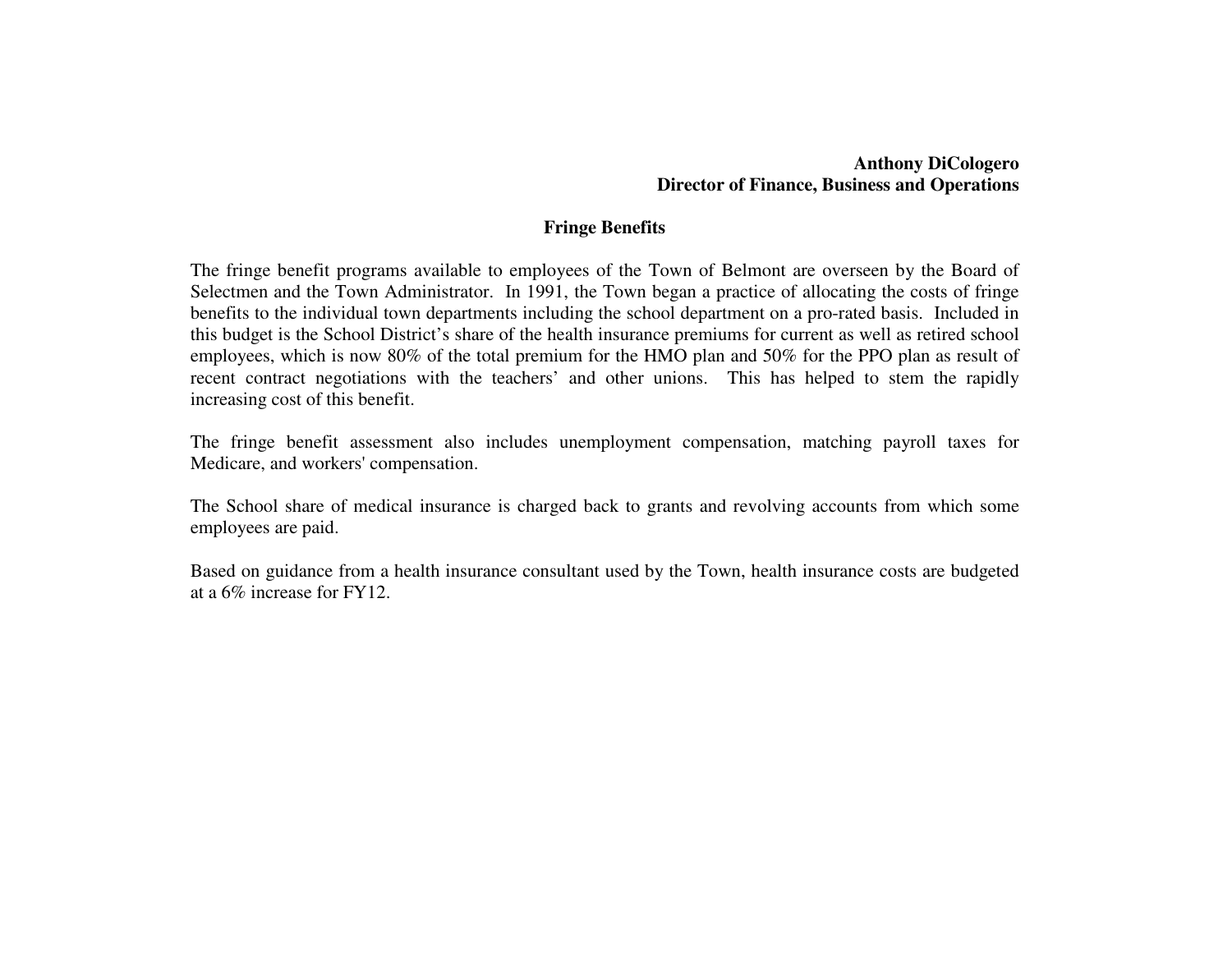**Anthony DiCologero**
**Director of Finance, Business and Operations**

## Fringe Benefits

The fringe benefit programs available to employees of the Town of Belmont are overseen by the Board of Selectmen and the Town Administrator. In 1991, the Town began a practice of allocating the costs of fringe benefits to the individual town departments including the school department on a pro-rated basis. Included in this budget is the School District's share of the health insurance premiums for current as well as retired school employees, which is now 80% of the total premium for the HMO plan and 50% for the PPO plan as result of recent contract negotiations with the teachers' and other unions. This has helped to stem the rapidly increasing cost of this benefit.

The fringe benefit assessment also includes unemployment compensation, matching payroll taxes for Medicare, and workers' compensation.

The School share of medical insurance is charged back to grants and revolving accounts from which some employees are paid.

Based on guidance from a health insurance consultant used by the Town, health insurance costs are budgeted at a 6% increase for FY12.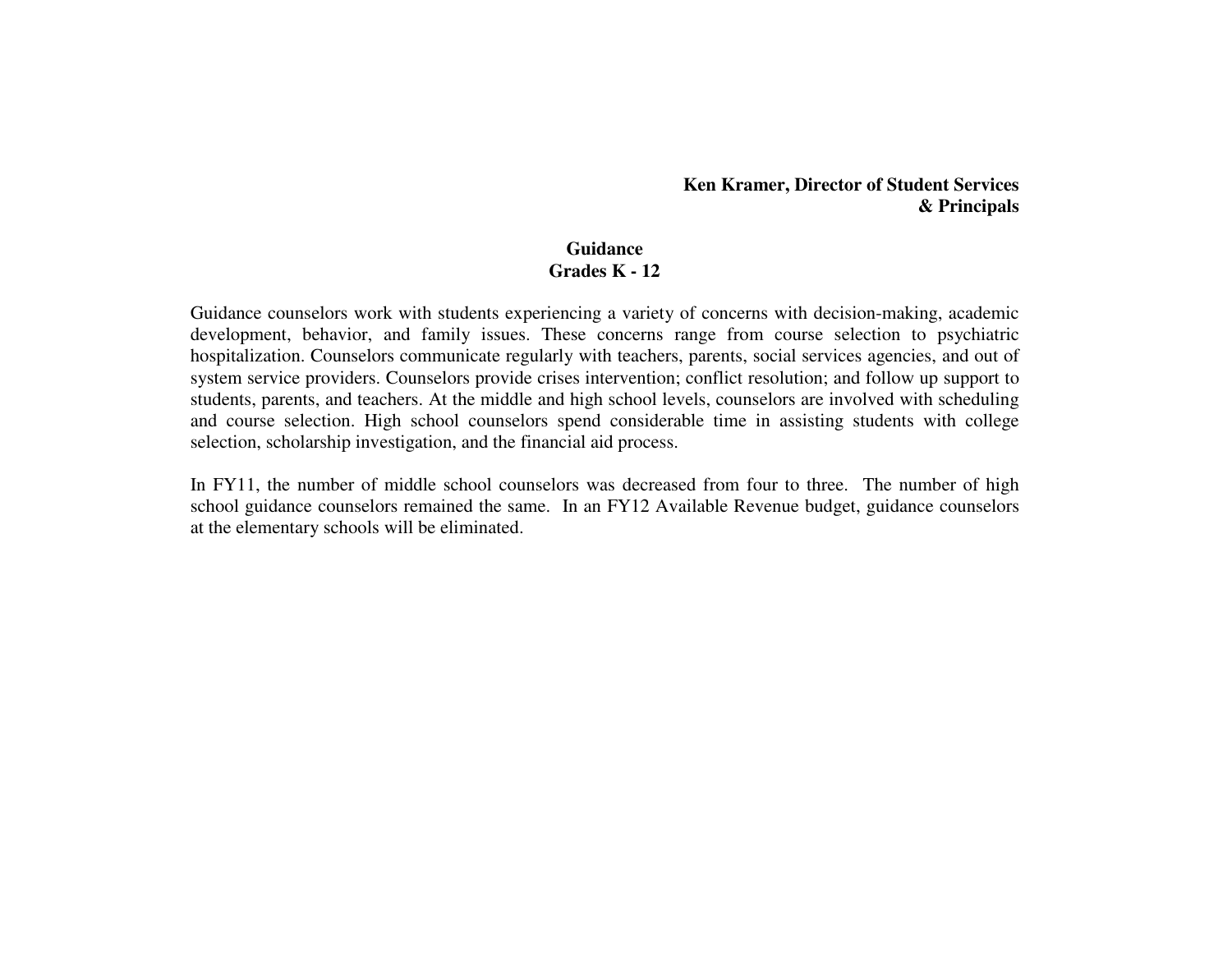**Ken Kramer, Director of Student Services**
**& Principals**

## Guidance
## Grades K - 12

Guidance counselors work with students experiencing a variety of concerns with decision-making, academic development, behavior, and family issues. These concerns range from course selection to psychiatric hospitalization. Counselors communicate regularly with teachers, parents, social services agencies, and out of system service providers. Counselors provide crises intervention; conflict resolution; and follow up support to students, parents, and teachers. At the middle and high school levels, counselors are involved with scheduling and course selection. High school counselors spend considerable time in assisting students with college selection, scholarship investigation, and the financial aid process.

In FY11, the number of middle school counselors was decreased from four to three. The number of high school guidance counselors remained the same. In an FY12 Available Revenue budget, guidance counselors at the elementary schools will be eliminated.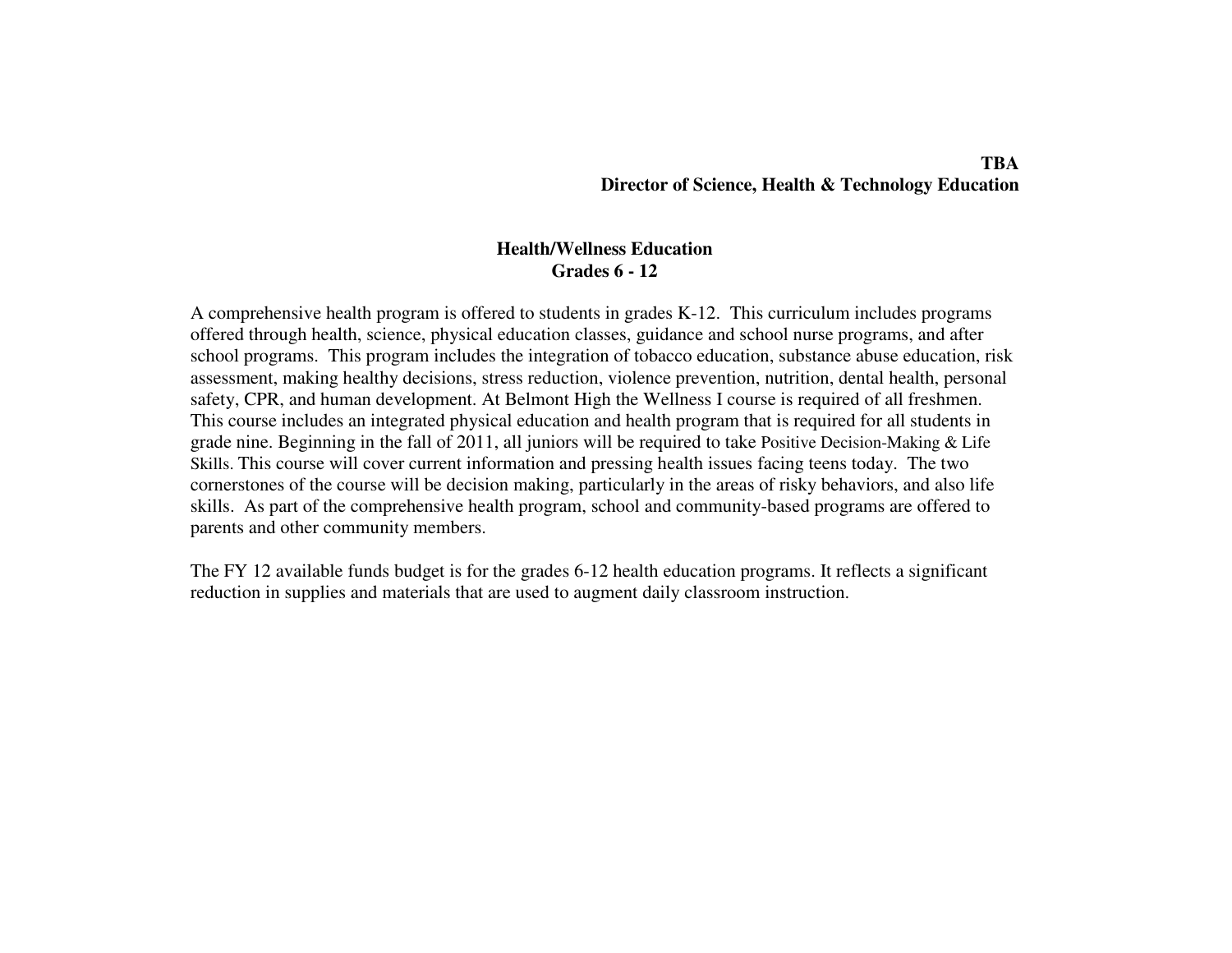**TBA**
**Director of Science, Health & Technology Education**

## Health/Wellness Education
### Grades 6 - 12

A comprehensive health program is offered to students in grades K-12. This curriculum includes programs offered through health, science, physical education classes, guidance and school nurse programs, and after school programs. This program includes the integration of tobacco education, substance abuse education, risk assessment, making healthy decisions, stress reduction, violence prevention, nutrition, dental health, personal safety, CPR, and human development. At Belmont High the Wellness I course is required of all freshmen. This course includes an integrated physical education and health program that is required for all students in grade nine. Beginning in the fall of 2011, all juniors will be required to take Positive Decision-Making & Life Skills. This course will cover current information and pressing health issues facing teens today. The two cornerstones of the course will be decision making, particularly in the areas of risky behaviors, and also life skills. As part of the comprehensive health program, school and community-based programs are offered to parents and other community members.

The FY 12 available funds budget is for the grades 6-12 health education programs. It reflects a significant reduction in supplies and materials that are used to augment daily classroom instruction.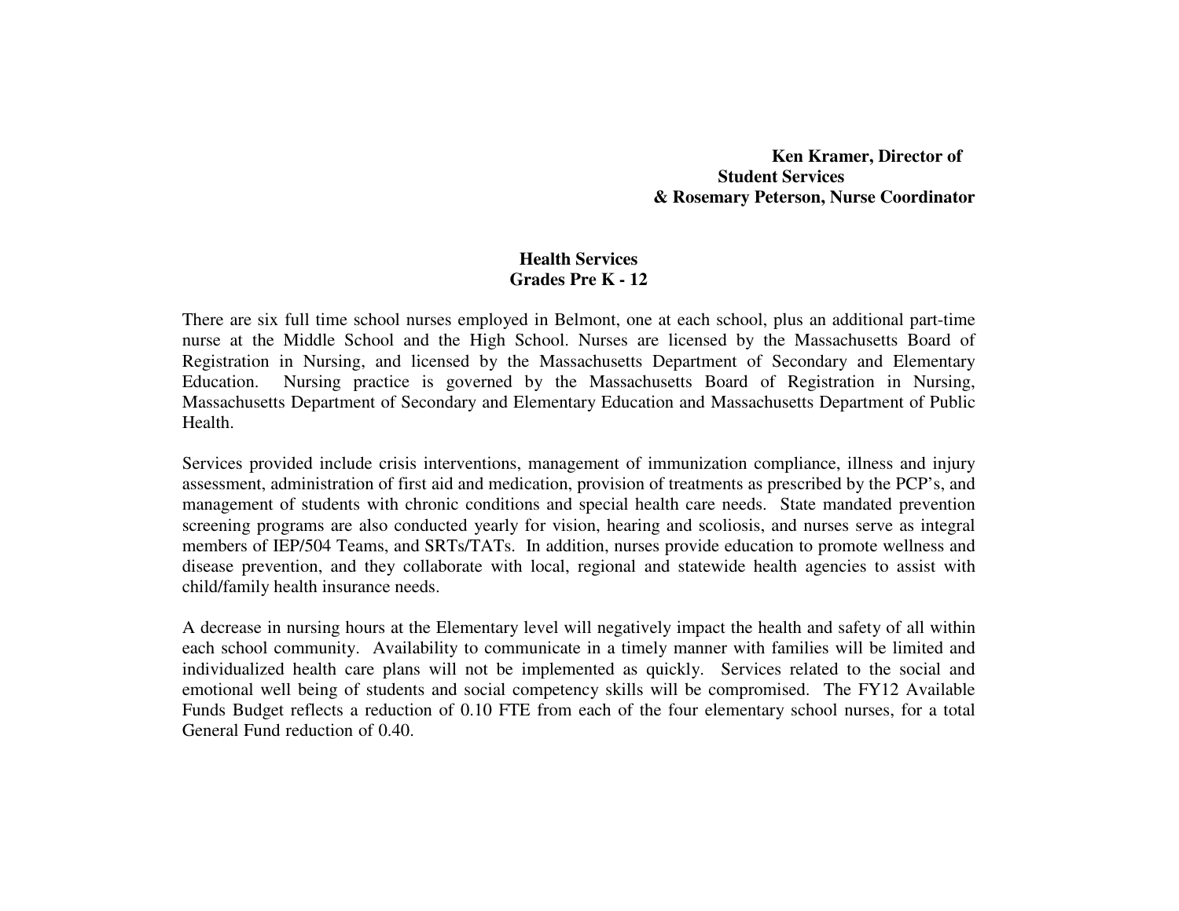**Ken Kramer, Director of Student Services & Rosemary Peterson, Nurse Coordinator**

## Health Services
## Grades Pre K - 12

There are six full time school nurses employed in Belmont, one at each school, plus an additional part-time nurse at the Middle School and the High School. Nurses are licensed by the Massachusetts Board of Registration in Nursing, and licensed by the Massachusetts Department of Secondary and Elementary Education. Nursing practice is governed by the Massachusetts Board of Registration in Nursing, Massachusetts Department of Secondary and Elementary Education and Massachusetts Department of Public Health.

Services provided include crisis interventions, management of immunization compliance, illness and injury assessment, administration of first aid and medication, provision of treatments as prescribed by the PCP's, and management of students with chronic conditions and special health care needs. State mandated prevention screening programs are also conducted yearly for vision, hearing and scoliosis, and nurses serve as integral members of IEP/504 Teams, and SRTs/TATs. In addition, nurses provide education to promote wellness and disease prevention, and they collaborate with local, regional and statewide health agencies to assist with child/family health insurance needs.

A decrease in nursing hours at the Elementary level will negatively impact the health and safety of all within each school community. Availability to communicate in a timely manner with families will be limited and individualized health care plans will not be implemented as quickly. Services related to the social and emotional well being of students and social competency skills will be compromised. The FY12 Available Funds Budget reflects a reduction of 0.10 FTE from each of the four elementary school nurses, for a total General Fund reduction of 0.40.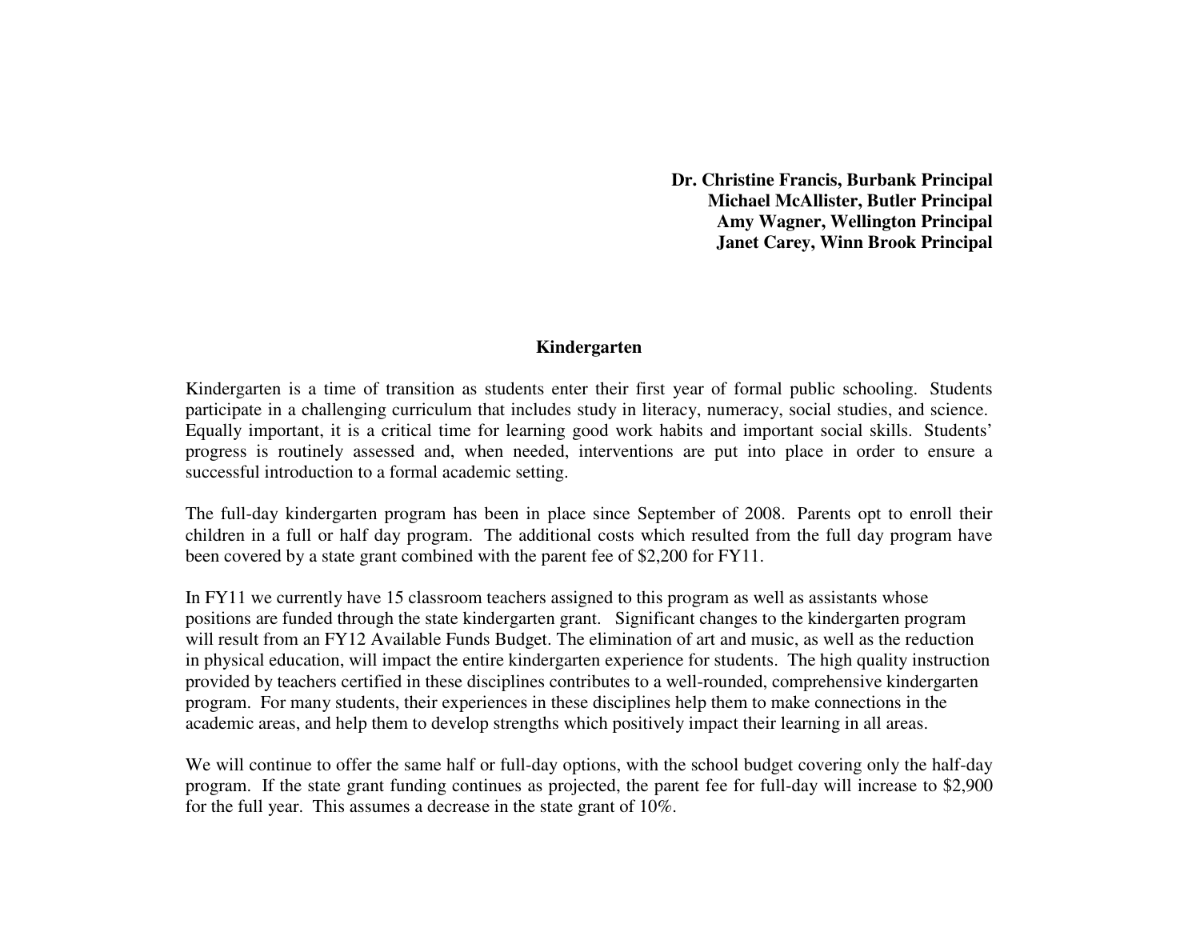**Dr. Christine Francis, Burbank Principal**
**Michael McAllister, Butler Principal**
**Amy Wagner, Wellington Principal**
**Janet Carey, Winn Brook Principal**

## Kindergarten

Kindergarten is a time of transition as students enter their first year of formal public schooling. Students participate in a challenging curriculum that includes study in literacy, numeracy, social studies, and science. Equally important, it is a critical time for learning good work habits and important social skills. Students' progress is routinely assessed and, when needed, interventions are put into place in order to ensure a successful introduction to a formal academic setting.

The full-day kindergarten program has been in place since September of 2008. Parents opt to enroll their children in a full or half day program. The additional costs which resulted from the full day program have been covered by a state grant combined with the parent fee of $2,200 for FY11.

In FY11 we currently have 15 classroom teachers assigned to this program as well as assistants whose positions are funded through the state kindergarten grant. Significant changes to the kindergarten program will result from an FY12 Available Funds Budget. The elimination of art and music, as well as the reduction in physical education, will impact the entire kindergarten experience for students. The high quality instruction provided by teachers certified in these disciplines contributes to a well-rounded, comprehensive kindergarten program. For many students, their experiences in these disciplines help them to make connections in the academic areas, and help them to develop strengths which positively impact their learning in all areas.

We will continue to offer the same half or full-day options, with the school budget covering only the half-day program. If the state grant funding continues as projected, the parent fee for full-day will increase to $2,900 for the full year. This assumes a decrease in the state grant of 10%.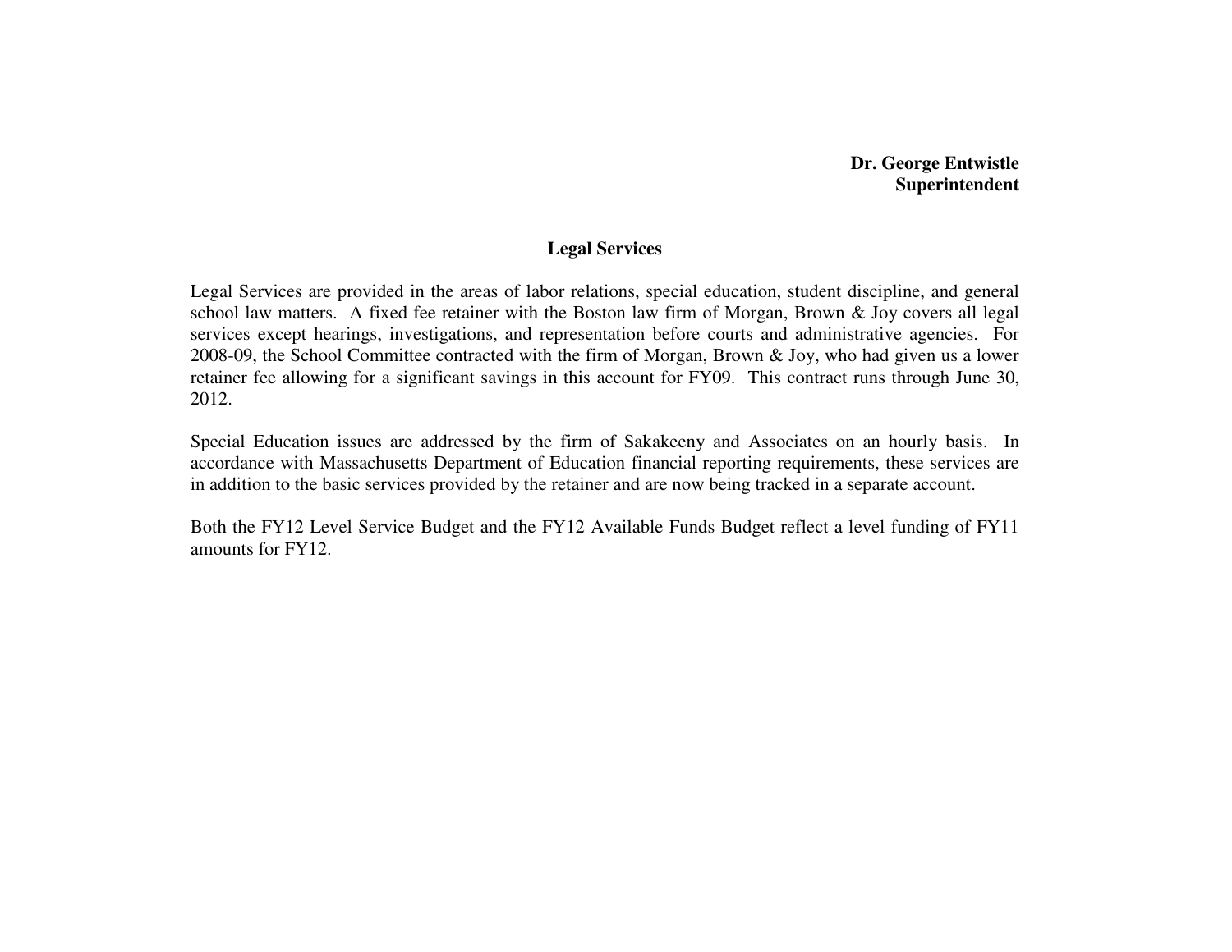**Dr. George Entwistle**
**Superintendent**

## Legal Services

Legal Services are provided in the areas of labor relations, special education, student discipline, and general school law matters. A fixed fee retainer with the Boston law firm of Morgan, Brown & Joy covers all legal services except hearings, investigations, and representation before courts and administrative agencies. For 2008-09, the School Committee contracted with the firm of Morgan, Brown & Joy, who had given us a lower retainer fee allowing for a significant savings in this account for FY09. This contract runs through June 30, 2012.

Special Education issues are addressed by the firm of Sakakeeny and Associates on an hourly basis. In accordance with Massachusetts Department of Education financial reporting requirements, these services are in addition to the basic services provided by the retainer and are now being tracked in a separate account.

Both the FY12 Level Service Budget and the FY12 Available Funds Budget reflect a level funding of FY11 amounts for FY12.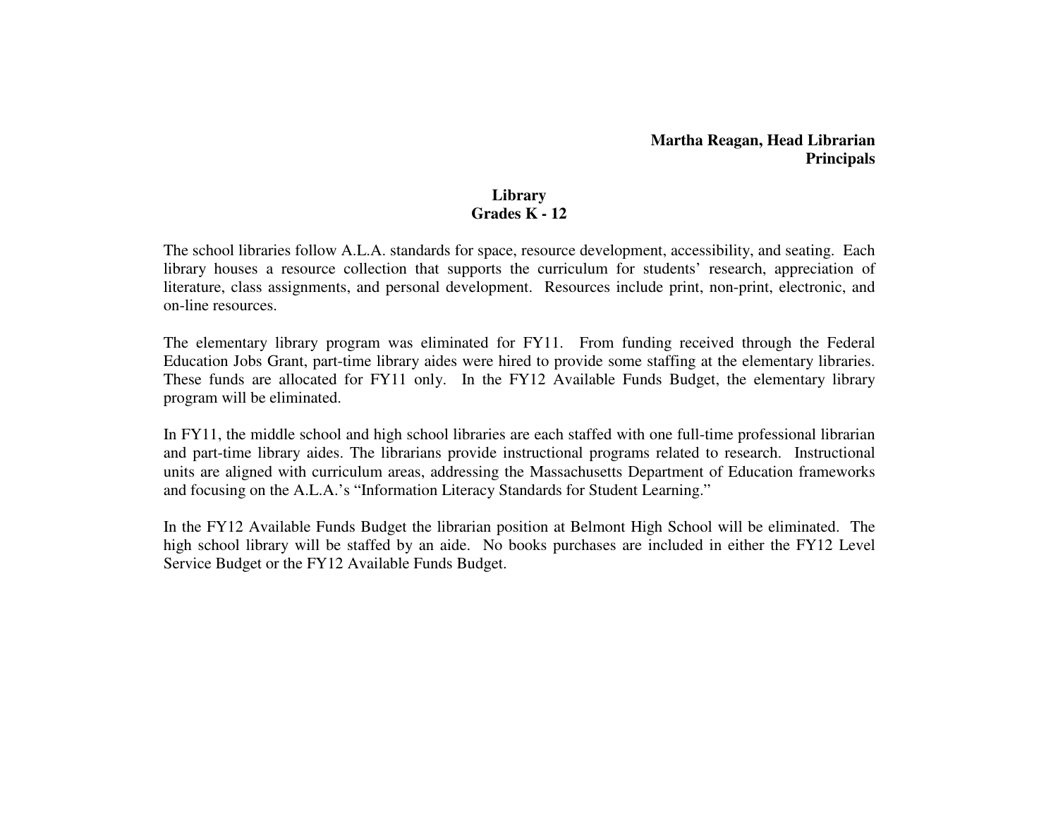**Martha Reagan, Head Librarian**
**Principals**

## Library
## Grades K - 12

The school libraries follow A.L.A. standards for space, resource development, accessibility, and seating. Each library houses a resource collection that supports the curriculum for students' research, appreciation of literature, class assignments, and personal development. Resources include print, non-print, electronic, and on-line resources.

The elementary library program was eliminated for FY11. From funding received through the Federal Education Jobs Grant, part-time library aides were hired to provide some staffing at the elementary libraries. These funds are allocated for FY11 only. In the FY12 Available Funds Budget, the elementary library program will be eliminated.

In FY11, the middle school and high school libraries are each staffed with one full-time professional librarian and part-time library aides. The librarians provide instructional programs related to research. Instructional units are aligned with curriculum areas, addressing the Massachusetts Department of Education frameworks and focusing on the A.L.A.'s "Information Literacy Standards for Student Learning."

In the FY12 Available Funds Budget the librarian position at Belmont High School will be eliminated. The high school library will be staffed by an aide. No books purchases are included in either the FY12 Level Service Budget or the FY12 Available Funds Budget.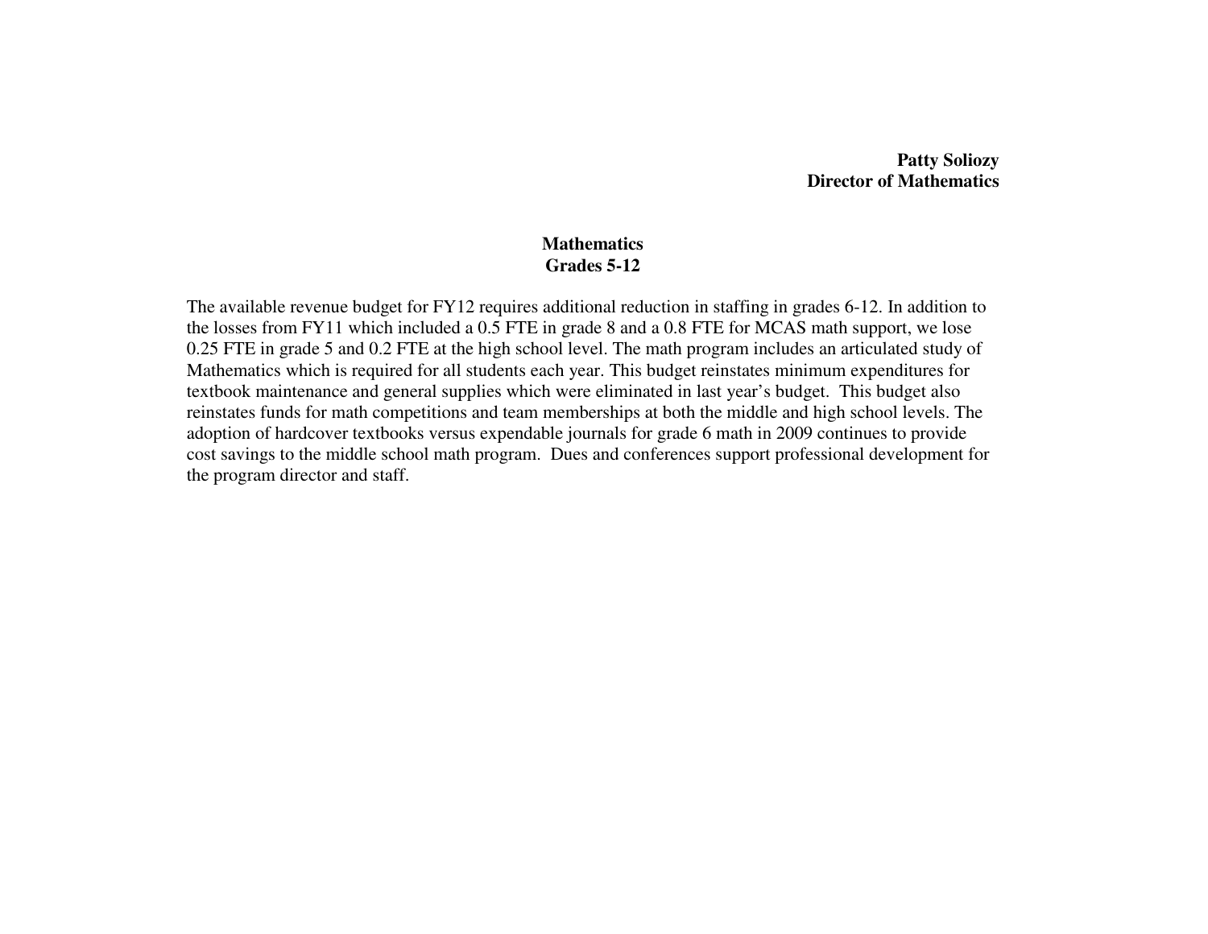**Patty Soliozy**
**Director of Mathematics**

## Mathematics
## Grades 5-12

The available revenue budget for FY12 requires additional reduction in staffing in grades 6-12. In addition to the losses from FY11 which included a 0.5 FTE in grade 8 and a 0.8 FTE for MCAS math support, we lose 0.25 FTE in grade 5 and 0.2 FTE at the high school level. The math program includes an articulated study of Mathematics which is required for all students each year. This budget reinstates minimum expenditures for textbook maintenance and general supplies which were eliminated in last year's budget. This budget also reinstates funds for math competitions and team memberships at both the middle and high school levels. The adoption of hardcover textbooks versus expendable journals for grade 6 math in 2009 continues to provide cost savings to the middle school math program. Dues and conferences support professional development for the program director and staff.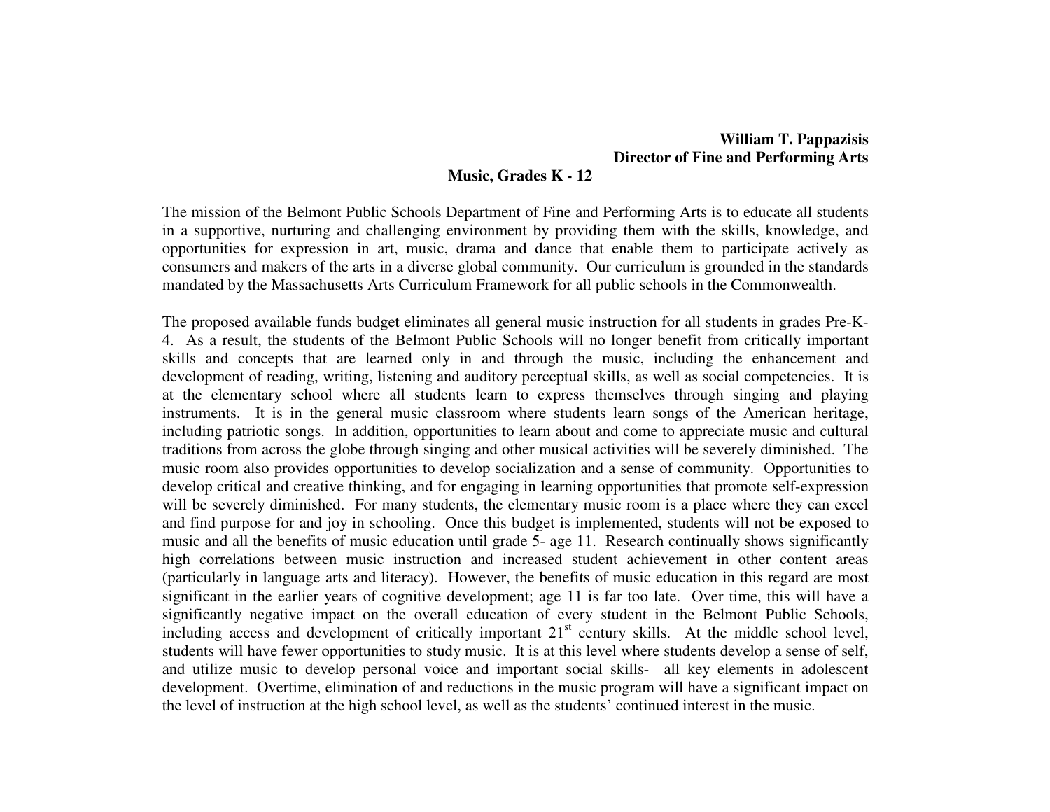**William T. Pappazisis**
**Director of Fine and Performing Arts**

**Music, Grades K - 12**

The mission of the Belmont Public Schools Department of Fine and Performing Arts is to educate all students in a supportive, nurturing and challenging environment by providing them with the skills, knowledge, and opportunities for expression in art, music, drama and dance that enable them to participate actively as consumers and makers of the arts in a diverse global community. Our curriculum is grounded in the standards mandated by the Massachusetts Arts Curriculum Framework for all public schools in the Commonwealth.

The proposed available funds budget eliminates all general music instruction for all students in grades Pre-K-4. As a result, the students of the Belmont Public Schools will no longer benefit from critically important skills and concepts that are learned only in and through the music, including the enhancement and development of reading, writing, listening and auditory perceptual skills, as well as social competencies. It is at the elementary school where all students learn to express themselves through singing and playing instruments. It is in the general music classroom where students learn songs of the American heritage, including patriotic songs. In addition, opportunities to learn about and come to appreciate music and cultural traditions from across the globe through singing and other musical activities will be severely diminished. The music room also provides opportunities to develop socialization and a sense of community. Opportunities to develop critical and creative thinking, and for engaging in learning opportunities that promote self-expression will be severely diminished. For many students, the elementary music room is a place where they can excel and find purpose for and joy in schooling. Once this budget is implemented, students will not be exposed to music and all the benefits of music education until grade 5- age 11. Research continually shows significantly high correlations between music instruction and increased student achievement in other content areas (particularly in language arts and literacy). However, the benefits of music education in this regard are most significant in the earlier years of cognitive development; age 11 is far too late. Over time, this will have a significantly negative impact on the overall education of every student in the Belmont Public Schools, including access and development of critically important 21st century skills. At the middle school level, students will have fewer opportunities to study music. It is at this level where students develop a sense of self, and utilize music to develop personal voice and important social skills- all key elements in adolescent development. Overtime, elimination of and reductions in the music program will have a significant impact on the level of instruction at the high school level, as well as the students' continued interest in the music.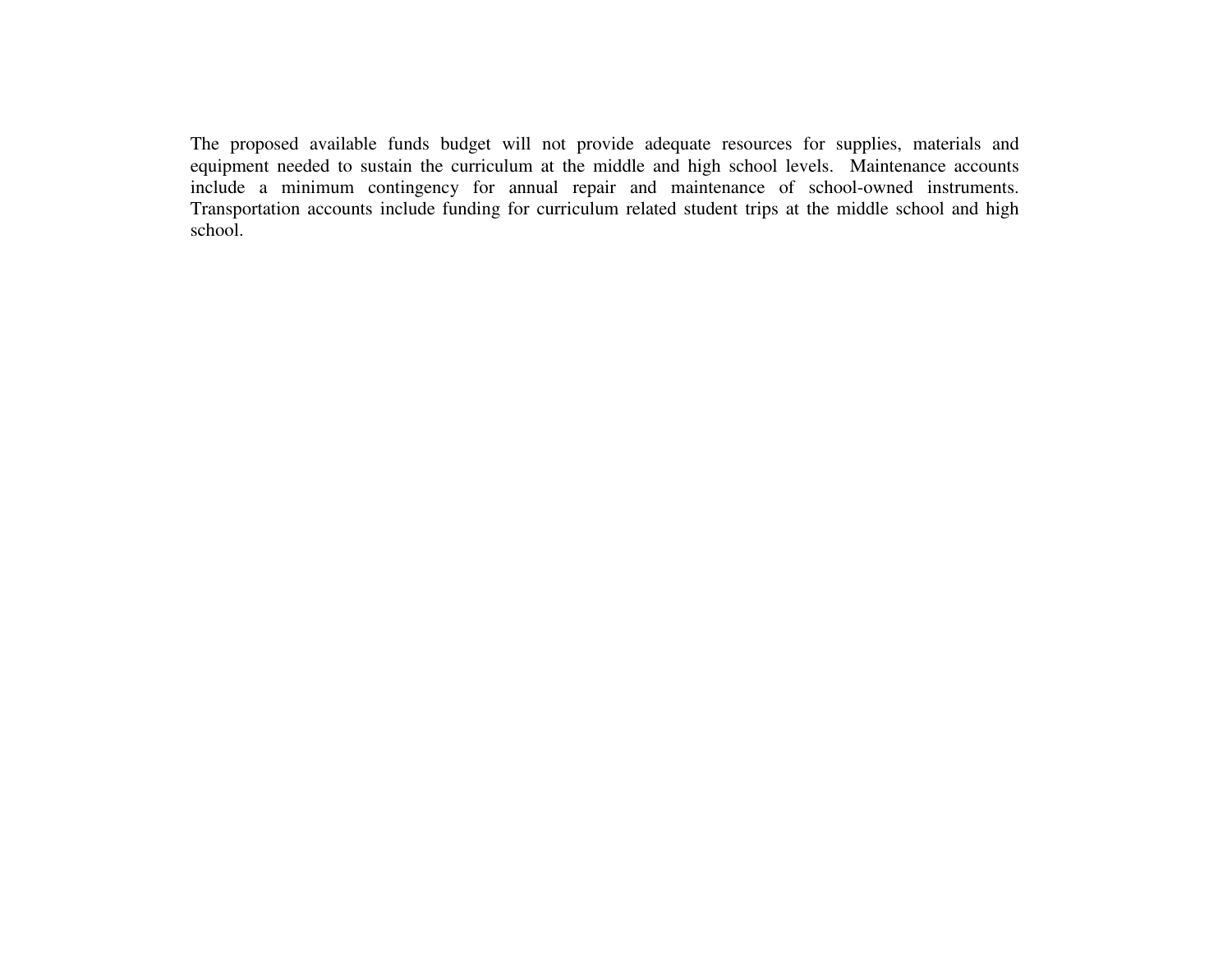The proposed available funds budget will not provide adequate resources for supplies, materials and equipment needed to sustain the curriculum at the middle and high school levels. Maintenance accounts include a minimum contingency for annual repair and maintenance of school-owned instruments. Transportation accounts include funding for curriculum related student trips at the middle school and high school.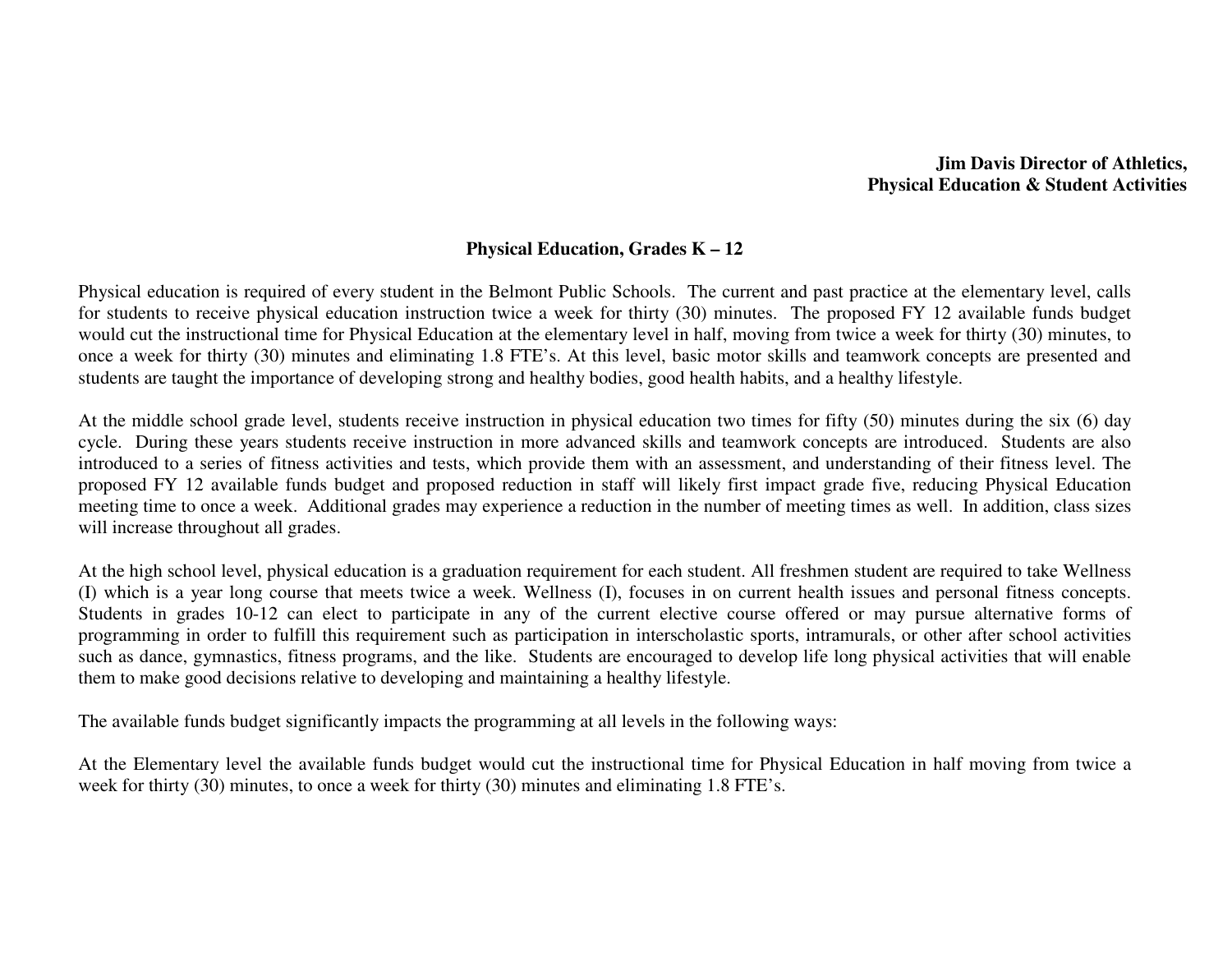**Jim Davis Director of Athletics,**
**Physical Education & Student Activities**

## Physical Education, Grades K – 12

Physical education is required of every student in the Belmont Public Schools. The current and past practice at the elementary level, calls for students to receive physical education instruction twice a week for thirty (30) minutes. The proposed FY 12 available funds budget would cut the instructional time for Physical Education at the elementary level in half, moving from twice a week for thirty (30) minutes, to once a week for thirty (30) minutes and eliminating 1.8 FTE's. At this level, basic motor skills and teamwork concepts are presented and students are taught the importance of developing strong and healthy bodies, good health habits, and a healthy lifestyle.

At the middle school grade level, students receive instruction in physical education two times for fifty (50) minutes during the six (6) day cycle. During these years students receive instruction in more advanced skills and teamwork concepts are introduced. Students are also introduced to a series of fitness activities and tests, which provide them with an assessment, and understanding of their fitness level. The proposed FY 12 available funds budget and proposed reduction in staff will likely first impact grade five, reducing Physical Education meeting time to once a week. Additional grades may experience a reduction in the number of meeting times as well. In addition, class sizes will increase throughout all grades.

At the high school level, physical education is a graduation requirement for each student. All freshmen student are required to take Wellness (I) which is a year long course that meets twice a week. Wellness (I), focuses in on current health issues and personal fitness concepts. Students in grades 10-12 can elect to participate in any of the current elective course offered or may pursue alternative forms of programming in order to fulfill this requirement such as participation in interscholastic sports, intramurals, or other after school activities such as dance, gymnastics, fitness programs, and the like. Students are encouraged to develop life long physical activities that will enable them to make good decisions relative to developing and maintaining a healthy lifestyle.

The available funds budget significantly impacts the programming at all levels in the following ways:

At the Elementary level the available funds budget would cut the instructional time for Physical Education in half moving from twice a week for thirty (30) minutes, to once a week for thirty (30) minutes and eliminating 1.8 FTE's.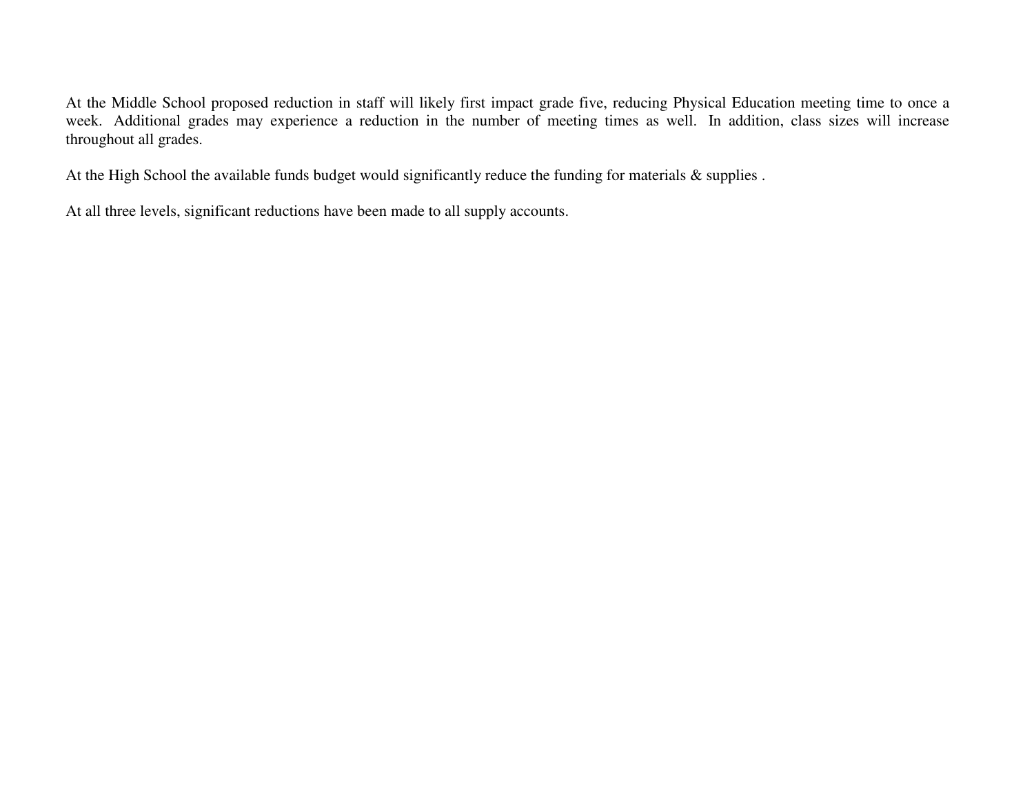At the Middle School proposed reduction in staff will likely first impact grade five, reducing Physical Education meeting time to once a week. Additional grades may experience a reduction in the number of meeting times as well. In addition, class sizes will increase throughout all grades.

At the High School the available funds budget would significantly reduce the funding for materials & supplies .

At all three levels, significant reductions have been made to all supply accounts.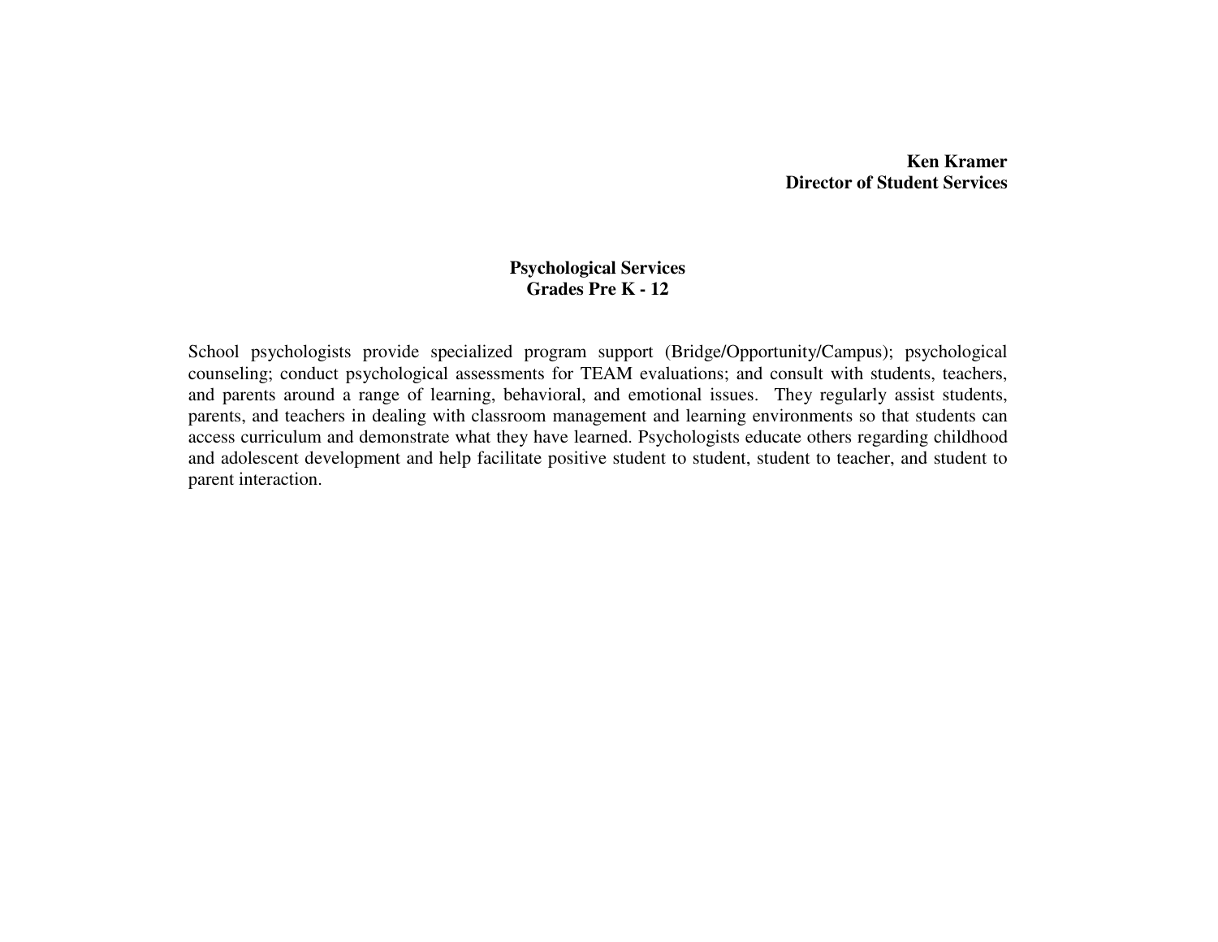**Ken Kramer**
**Director of Student Services**

## Psychological Services
## Grades Pre K - 12

School psychologists provide specialized program support (Bridge/Opportunity/Campus); psychological counseling; conduct psychological assessments for TEAM evaluations; and consult with students, teachers, and parents around a range of learning, behavioral, and emotional issues. They regularly assist students, parents, and teachers in dealing with classroom management and learning environments so that students can access curriculum and demonstrate what they have learned. Psychologists educate others regarding childhood and adolescent development and help facilitate positive student to student, student to teacher, and student to parent interaction.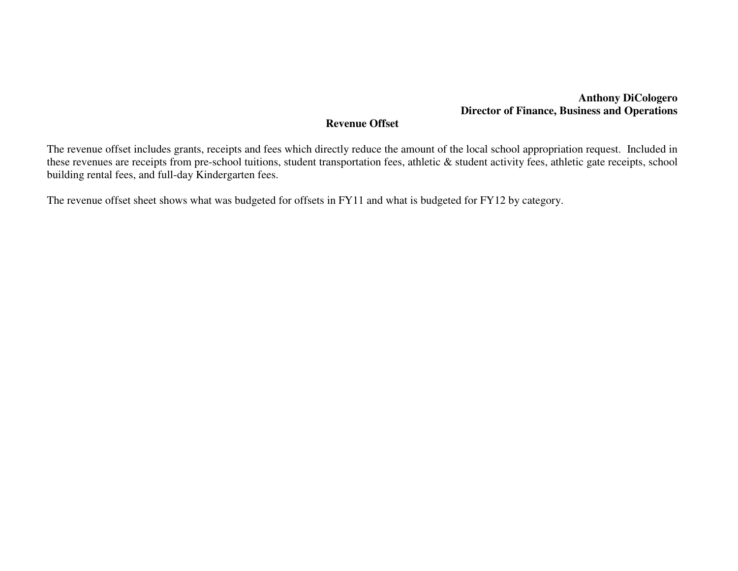**Anthony DiCologero**
**Director of Finance, Business and Operations**

## Revenue Offset

The revenue offset includes grants, receipts and fees which directly reduce the amount of the local school appropriation request. Included in these revenues are receipts from pre-school tuitions, student transportation fees, athletic & student activity fees, athletic gate receipts, school building rental fees, and full-day Kindergarten fees.

The revenue offset sheet shows what was budgeted for offsets in FY11 and what is budgeted for FY12 by category.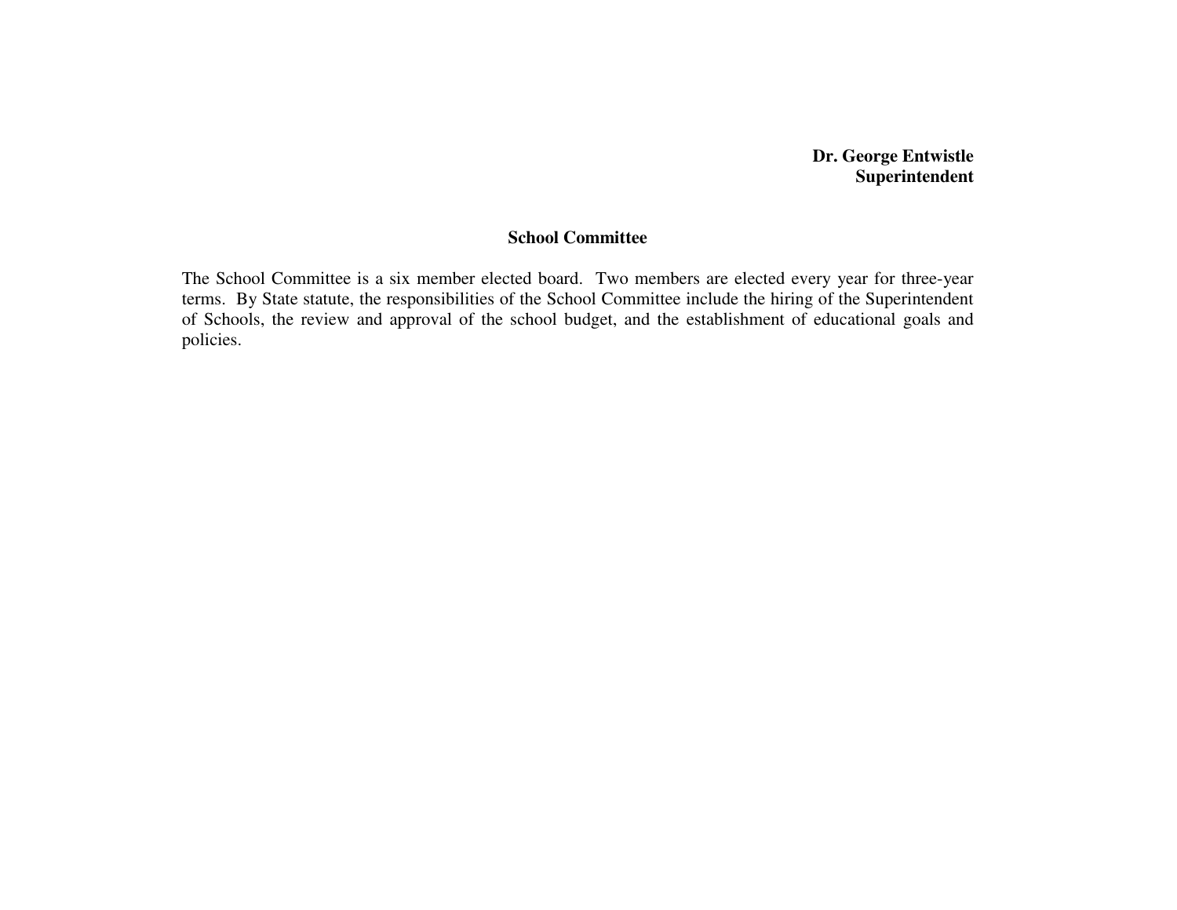**Dr. George Entwistle**
**Superintendent**

## School Committee

The School Committee is a six member elected board. Two members are elected every year for three-year terms. By State statute, the responsibilities of the School Committee include the hiring of the Superintendent of Schools, the review and approval of the school budget, and the establishment of educational goals and policies.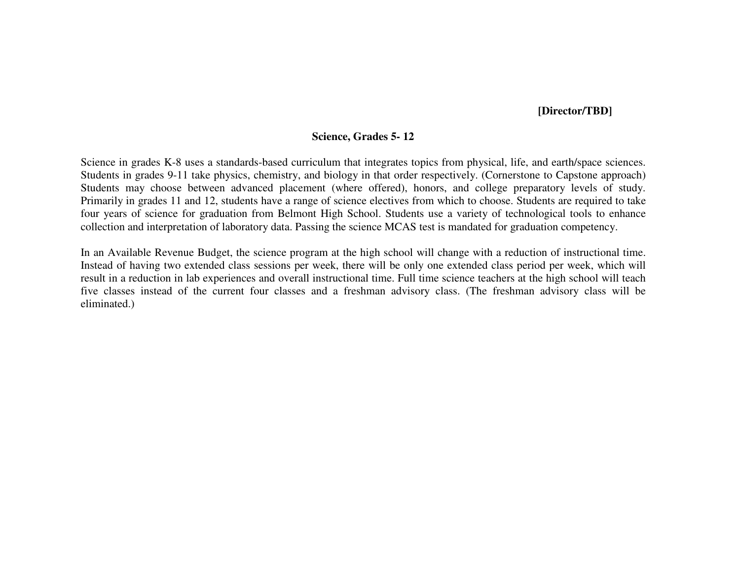**[Director/TBD]**

## Science, Grades 5- 12

Science in grades K-8 uses a standards-based curriculum that integrates topics from physical, life, and earth/space sciences. Students in grades 9-11 take physics, chemistry, and biology in that order respectively. (Cornerstone to Capstone approach) Students may choose between advanced placement (where offered), honors, and college preparatory levels of study. Primarily in grades 11 and 12, students have a range of science electives from which to choose. Students are required to take four years of science for graduation from Belmont High School. Students use a variety of technological tools to enhance collection and interpretation of laboratory data. Passing the science MCAS test is mandated for graduation competency.

In an Available Revenue Budget, the science program at the high school will change with a reduction of instructional time. Instead of having two extended class sessions per week, there will be only one extended class period per week, which will result in a reduction in lab experiences and overall instructional time. Full time science teachers at the high school will teach five classes instead of the current four classes and a freshman advisory class. (The freshman advisory class will be eliminated.)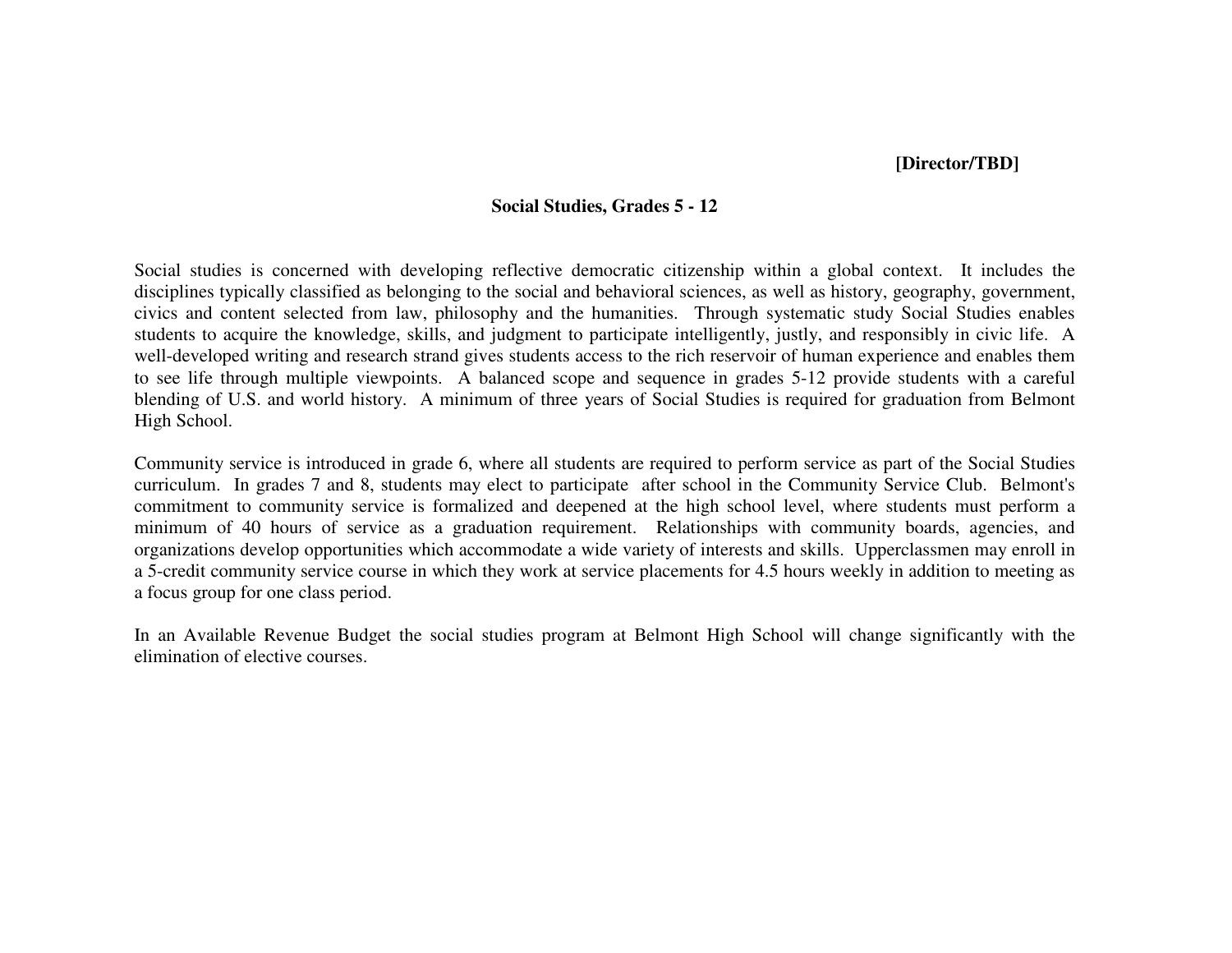**[Director/TBD]**

## Social Studies, Grades 5 - 12

Social studies is concerned with developing reflective democratic citizenship within a global context. It includes the disciplines typically classified as belonging to the social and behavioral sciences, as well as history, geography, government, civics and content selected from law, philosophy and the humanities. Through systematic study Social Studies enables students to acquire the knowledge, skills, and judgment to participate intelligently, justly, and responsibly in civic life. A well-developed writing and research strand gives students access to the rich reservoir of human experience and enables them to see life through multiple viewpoints. A balanced scope and sequence in grades 5-12 provide students with a careful blending of U.S. and world history. A minimum of three years of Social Studies is required for graduation from Belmont High School.

Community service is introduced in grade 6, where all students are required to perform service as part of the Social Studies curriculum. In grades 7 and 8, students may elect to participate after school in the Community Service Club. Belmont's commitment to community service is formalized and deepened at the high school level, where students must perform a minimum of 40 hours of service as a graduation requirement. Relationships with community boards, agencies, and organizations develop opportunities which accommodate a wide variety of interests and skills. Upperclassmen may enroll in a 5-credit community service course in which they work at service placements for 4.5 hours weekly in addition to meeting as a focus group for one class period.

In an Available Revenue Budget the social studies program at Belmont High School will change significantly with the elimination of elective courses.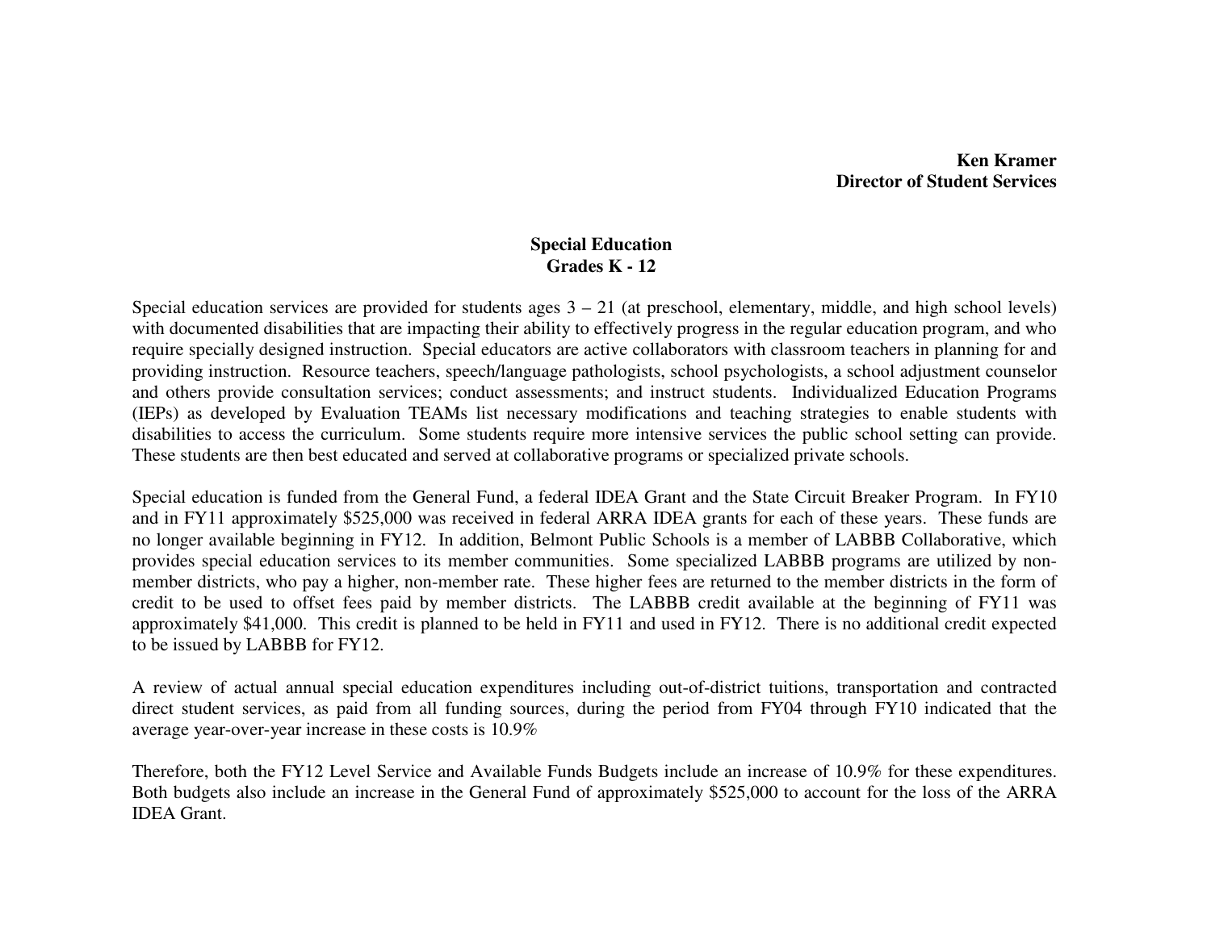**Ken Kramer**
**Director of Student Services**

## Special Education
## Grades K - 12

Special education services are provided for students ages 3 – 21 (at preschool, elementary, middle, and high school levels) with documented disabilities that are impacting their ability to effectively progress in the regular education program, and who require specially designed instruction. Special educators are active collaborators with classroom teachers in planning for and providing instruction. Resource teachers, speech/language pathologists, school psychologists, a school adjustment counselor and others provide consultation services; conduct assessments; and instruct students. Individualized Education Programs (IEPs) as developed by Evaluation TEAMs list necessary modifications and teaching strategies to enable students with disabilities to access the curriculum. Some students require more intensive services the public school setting can provide. These students are then best educated and served at collaborative programs or specialized private schools.

Special education is funded from the General Fund, a federal IDEA Grant and the State Circuit Breaker Program. In FY10 and in FY11 approximately $525,000 was received in federal ARRA IDEA grants for each of these years. These funds are no longer available beginning in FY12. In addition, Belmont Public Schools is a member of LABBB Collaborative, which provides special education services to its member communities. Some specialized LABBB programs are utilized by non-member districts, who pay a higher, non-member rate. These higher fees are returned to the member districts in the form of credit to be used to offset fees paid by member districts. The LABBB credit available at the beginning of FY11 was approximately $41,000. This credit is planned to be held in FY11 and used in FY12. There is no additional credit expected to be issued by LABBB for FY12.

A review of actual annual special education expenditures including out-of-district tuitions, transportation and contracted direct student services, as paid from all funding sources, during the period from FY04 through FY10 indicated that the average year-over-year increase in these costs is 10.9%

Therefore, both the FY12 Level Service and Available Funds Budgets include an increase of 10.9% for these expenditures. Both budgets also include an increase in the General Fund of approximately $525,000 to account for the loss of the ARRA IDEA Grant.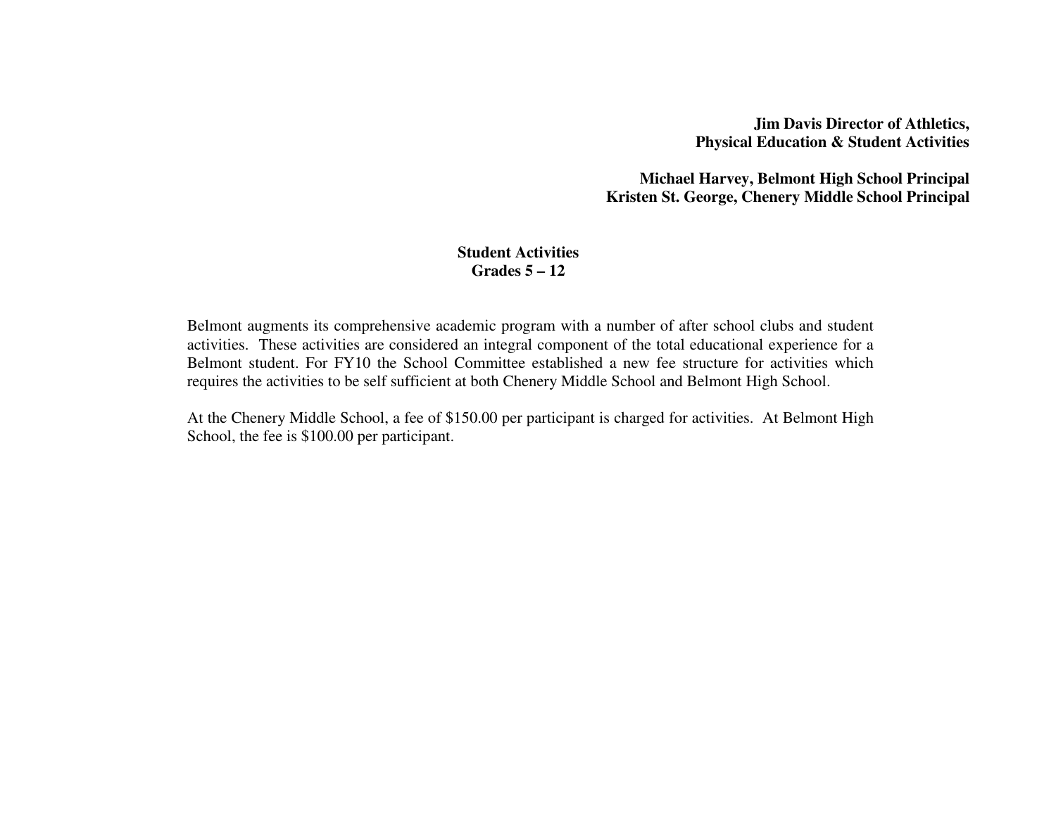**Jim Davis Director of Athletics,**
**Physical Education & Student Activities**

**Michael Harvey, Belmont High School Principal**
**Kristen St. George, Chenery Middle School Principal**

## Student Activities
## Grades 5 – 12

Belmont augments its comprehensive academic program with a number of after school clubs and student activities. These activities are considered an integral component of the total educational experience for a Belmont student. For FY10 the School Committee established a new fee structure for activities which requires the activities to be self sufficient at both Chenery Middle School and Belmont High School.

At the Chenery Middle School, a fee of $150.00 per participant is charged for activities. At Belmont High School, the fee is $100.00 per participant.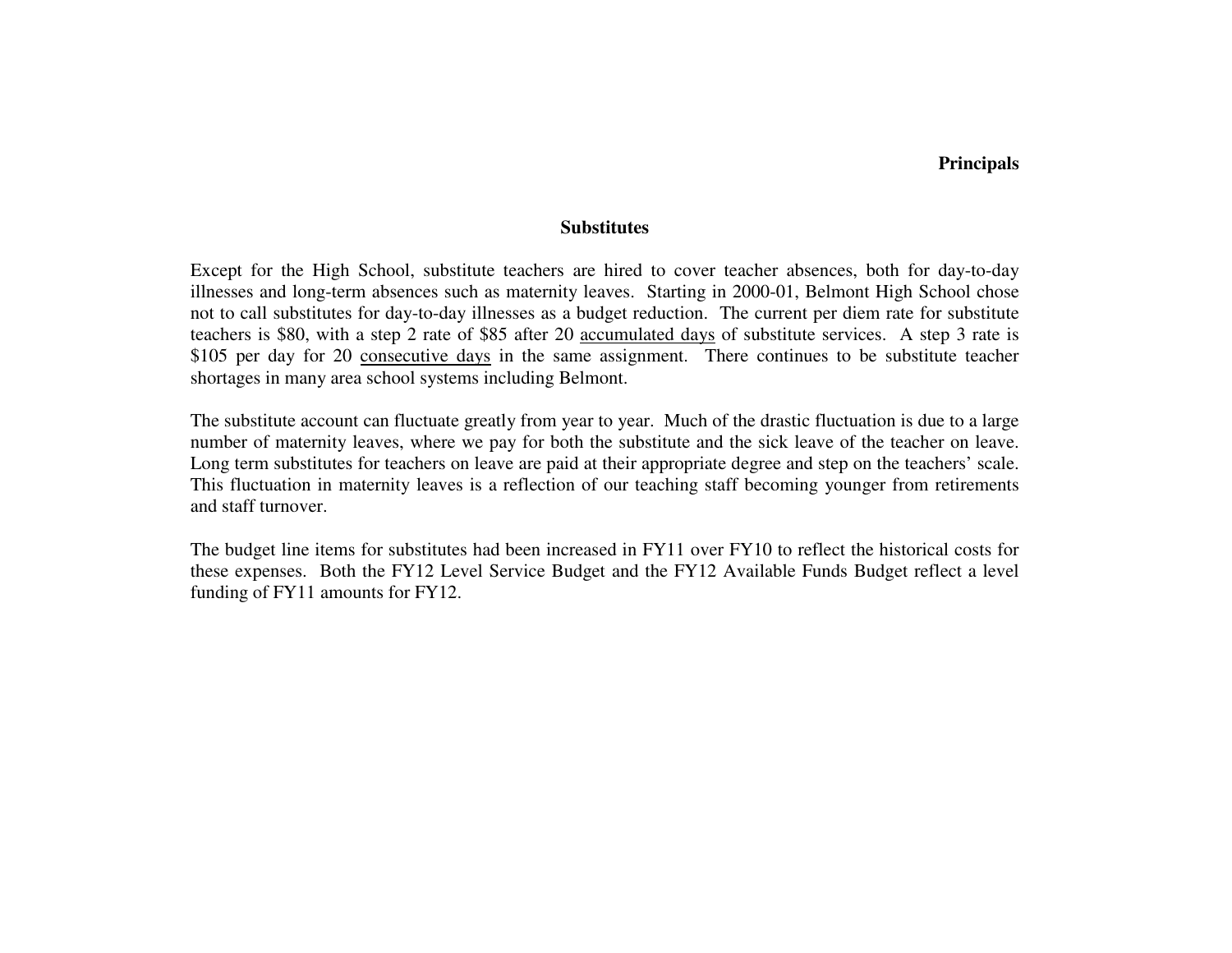## Substitutes

Except for the High School, substitute teachers are hired to cover teacher absences, both for day-to-day illnesses and long-term absences such as maternity leaves. Starting in 2000-01, Belmont High School chose not to call substitutes for day-to-day illnesses as a budget reduction. The current per diem rate for substitute teachers is $80, with a step 2 rate of $85 after 20 <u>accumulated days</u> of substitute services. A step 3 rate is $105 per day for 20 <u>consecutive days</u> in the same assignment. There continues to be substitute teacher shortages in many area school systems including Belmont.

The substitute account can fluctuate greatly from year to year. Much of the drastic fluctuation is due to a large number of maternity leaves, where we pay for both the substitute and the sick leave of the teacher on leave. Long term substitutes for teachers on leave are paid at their appropriate degree and step on the teachers' scale. This fluctuation in maternity leaves is a reflection of our teaching staff becoming younger from retirements and staff turnover.

The budget line items for substitutes had been increased in FY11 over FY10 to reflect the historical costs for these expenses. Both the FY12 Level Service Budget and the FY12 Available Funds Budget reflect a level funding of FY11 amounts for FY12.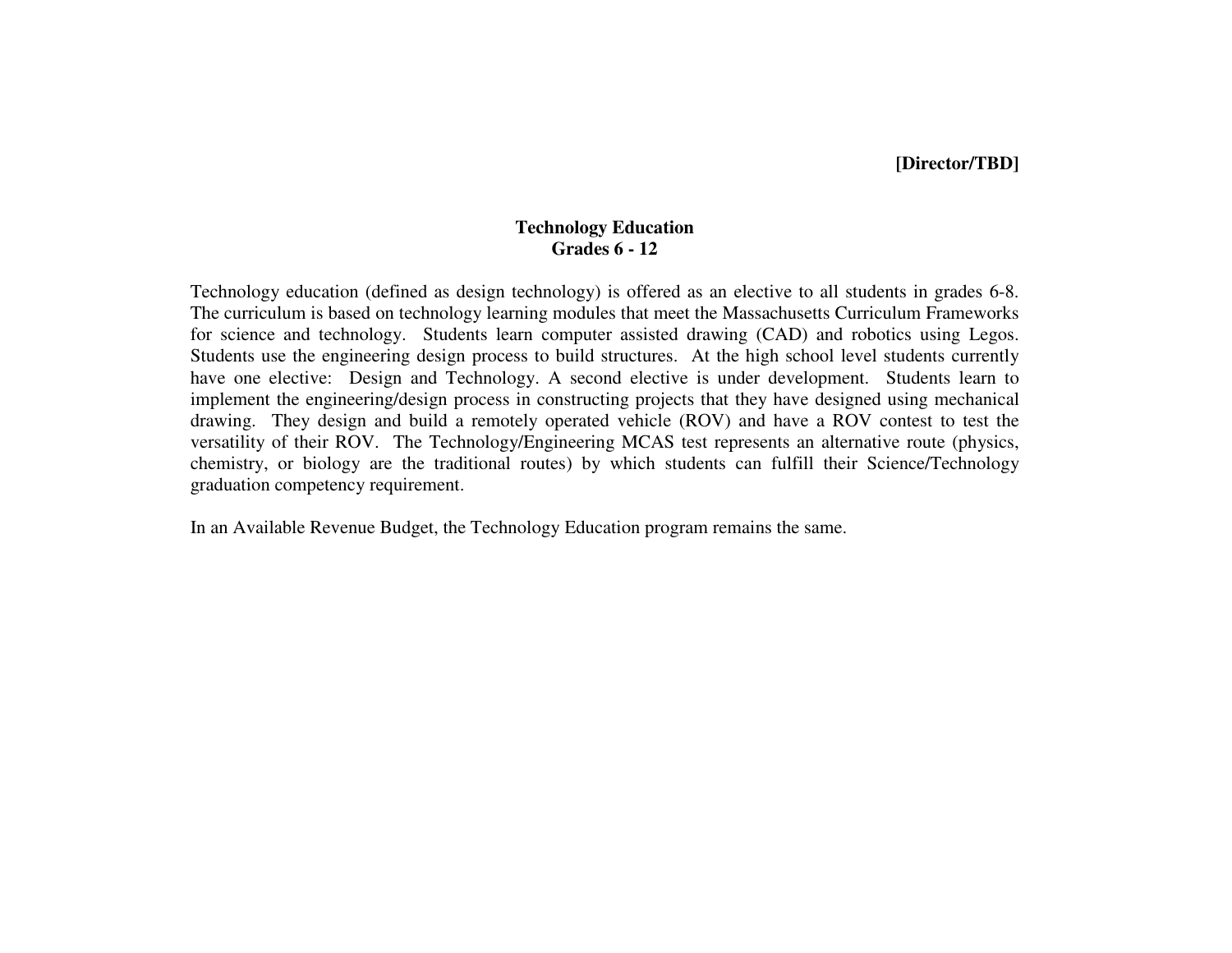**[Director/TBD]**

## Technology Education
### Grades 6 - 12

Technology education (defined as design technology) is offered as an elective to all students in grades 6-8. The curriculum is based on technology learning modules that meet the Massachusetts Curriculum Frameworks for science and technology. Students learn computer assisted drawing (CAD) and robotics using Legos. Students use the engineering design process to build structures. At the high school level students currently have one elective: Design and Technology. A second elective is under development. Students learn to implement the engineering/design process in constructing projects that they have designed using mechanical drawing. They design and build a remotely operated vehicle (ROV) and have a ROV contest to test the versatility of their ROV. The Technology/Engineering MCAS test represents an alternative route (physics, chemistry, or biology are the traditional routes) by which students can fulfill their Science/Technology graduation competency requirement.

In an Available Revenue Budget, the Technology Education program remains the same.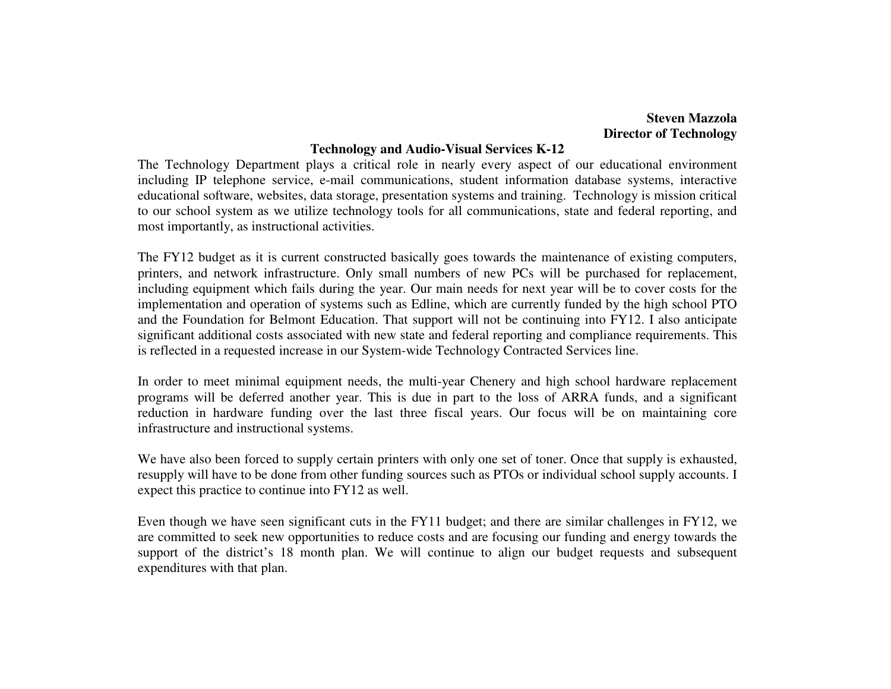**Steven Mazzola**
**Director of Technology**

## Technology and Audio-Visual Services K-12

The Technology Department plays a critical role in nearly every aspect of our educational environment including IP telephone service, e-mail communications, student information database systems, interactive educational software, websites, data storage, presentation systems and training. Technology is mission critical to our school system as we utilize technology tools for all communications, state and federal reporting, and most importantly, as instructional activities.

The FY12 budget as it is current constructed basically goes towards the maintenance of existing computers, printers, and network infrastructure. Only small numbers of new PCs will be purchased for replacement, including equipment which fails during the year. Our main needs for next year will be to cover costs for the implementation and operation of systems such as Edline, which are currently funded by the high school PTO and the Foundation for Belmont Education. That support will not be continuing into FY12. I also anticipate significant additional costs associated with new state and federal reporting and compliance requirements. This is reflected in a requested increase in our System-wide Technology Contracted Services line.

In order to meet minimal equipment needs, the multi-year Chenery and high school hardware replacement programs will be deferred another year. This is due in part to the loss of ARRA funds, and a significant reduction in hardware funding over the last three fiscal years. Our focus will be on maintaining core infrastructure and instructional systems.

We have also been forced to supply certain printers with only one set of toner. Once that supply is exhausted, resupply will have to be done from other funding sources such as PTOs or individual school supply accounts. I expect this practice to continue into FY12 as well.

Even though we have seen significant cuts in the FY11 budget; and there are similar challenges in FY12, we are committed to seek new opportunities to reduce costs and are focusing our funding and energy towards the support of the district's 18 month plan. We will continue to align our budget requests and subsequent expenditures with that plan.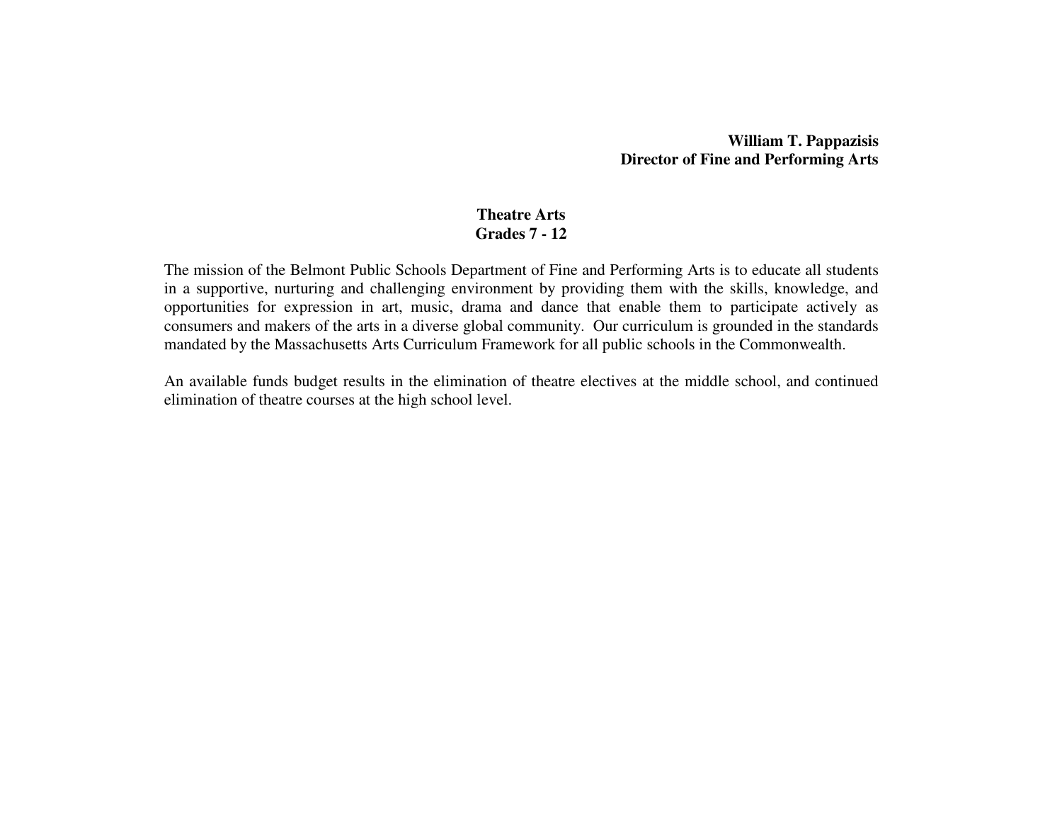**William T. Pappazisis**
**Director of Fine and Performing Arts**

## Theatre Arts
## Grades 7 - 12

The mission of the Belmont Public Schools Department of Fine and Performing Arts is to educate all students in a supportive, nurturing and challenging environment by providing them with the skills, knowledge, and opportunities for expression in art, music, drama and dance that enable them to participate actively as consumers and makers of the arts in a diverse global community. Our curriculum is grounded in the standards mandated by the Massachusetts Arts Curriculum Framework for all public schools in the Commonwealth.

An available funds budget results in the elimination of theatre electives at the middle school, and continued elimination of theatre courses at the high school level.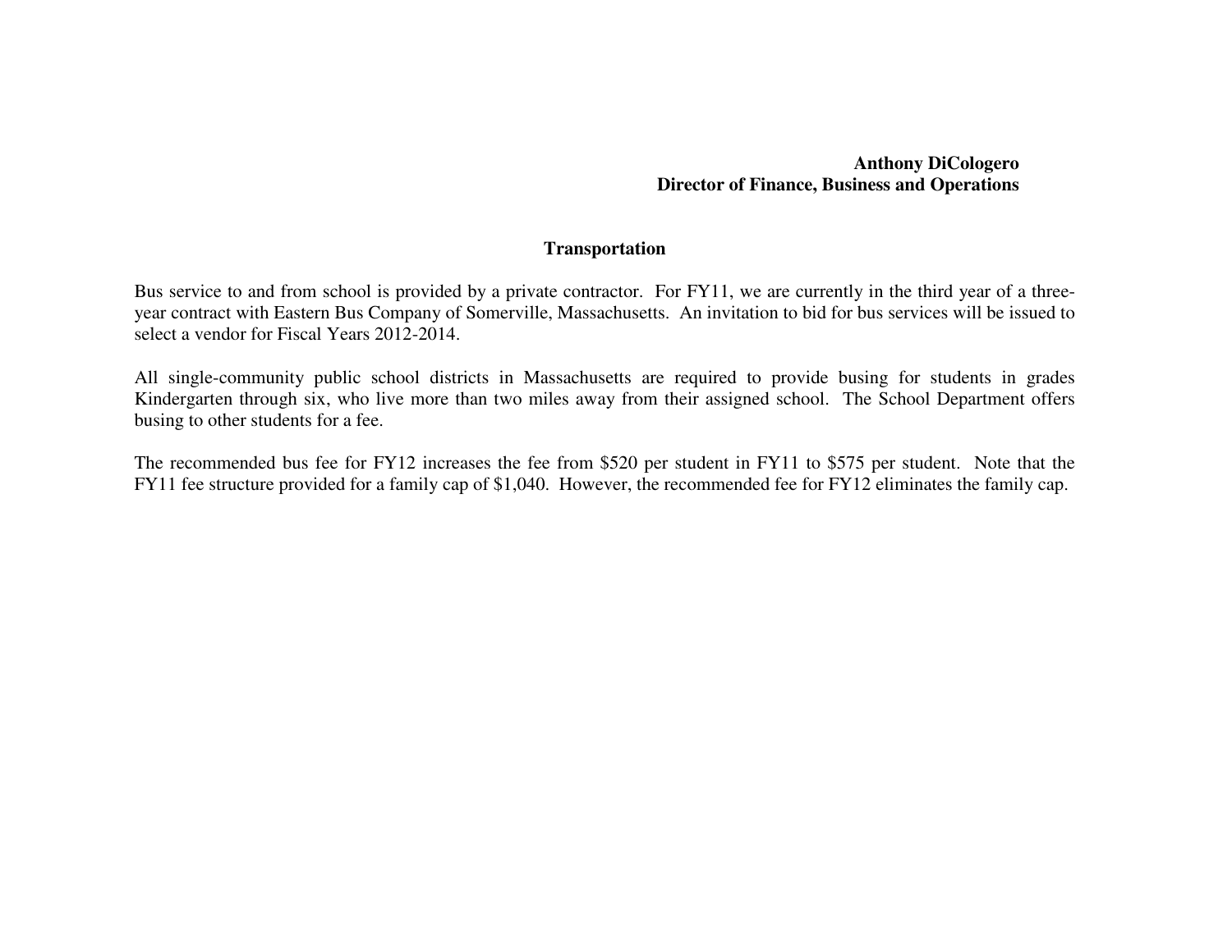**Anthony DiCologero**
**Director of Finance, Business and Operations**

## Transportation

Bus service to and from school is provided by a private contractor. For FY11, we are currently in the third year of a three-year contract with Eastern Bus Company of Somerville, Massachusetts. An invitation to bid for bus services will be issued to select a vendor for Fiscal Years 2012-2014.

All single-community public school districts in Massachusetts are required to provide busing for students in grades Kindergarten through six, who live more than two miles away from their assigned school. The School Department offers busing to other students for a fee.

The recommended bus fee for FY12 increases the fee from $520 per student in FY11 to $575 per student. Note that the FY11 fee structure provided for a family cap of $1,040. However, the recommended fee for FY12 eliminates the family cap.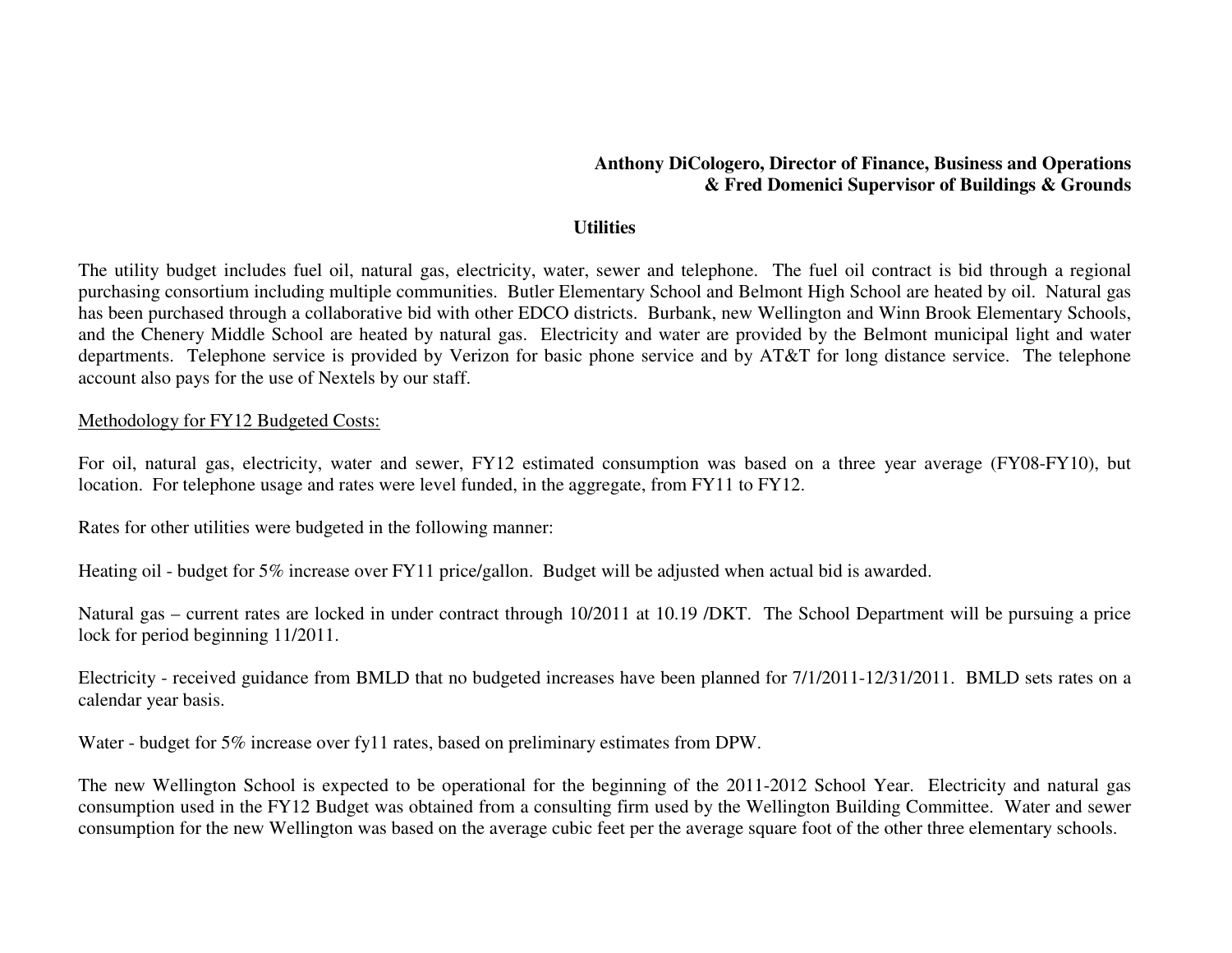**Anthony DiCologero, Director of Finance, Business and Operations & Fred Domenici Supervisor of Buildings & Grounds**

## Utilities

The utility budget includes fuel oil, natural gas, electricity, water, sewer and telephone. The fuel oil contract is bid through a regional purchasing consortium including multiple communities. Butler Elementary School and Belmont High School are heated by oil. Natural gas has been purchased through a collaborative bid with other EDCO districts. Burbank, new Wellington and Winn Brook Elementary Schools, and the Chenery Middle School are heated by natural gas. Electricity and water are provided by the Belmont municipal light and water departments. Telephone service is provided by Verizon for basic phone service and by AT&T for long distance service. The telephone account also pays for the use of Nextels by our staff.

<u>Methodology for FY12 Budgeted Costs:</u>

For oil, natural gas, electricity, water and sewer, FY12 estimated consumption was based on a three year average (FY08-FY10), but location. For telephone usage and rates were level funded, in the aggregate, from FY11 to FY12.

Rates for other utilities were budgeted in the following manner:

Heating oil - budget for 5% increase over FY11 price/gallon. Budget will be adjusted when actual bid is awarded.

Natural gas – current rates are locked in under contract through 10/2011 at 10.19 /DKT. The School Department will be pursuing a price lock for period beginning 11/2011.

Electricity - received guidance from BMLD that no budgeted increases have been planned for 7/1/2011-12/31/2011. BMLD sets rates on a calendar year basis.

Water - budget for 5% increase over fy11 rates, based on preliminary estimates from DPW.

The new Wellington School is expected to be operational for the beginning of the 2011-2012 School Year. Electricity and natural gas consumption used in the FY12 Budget was obtained from a consulting firm used by the Wellington Building Committee. Water and sewer consumption for the new Wellington was based on the average cubic feet per the average square foot of the other three elementary schools.